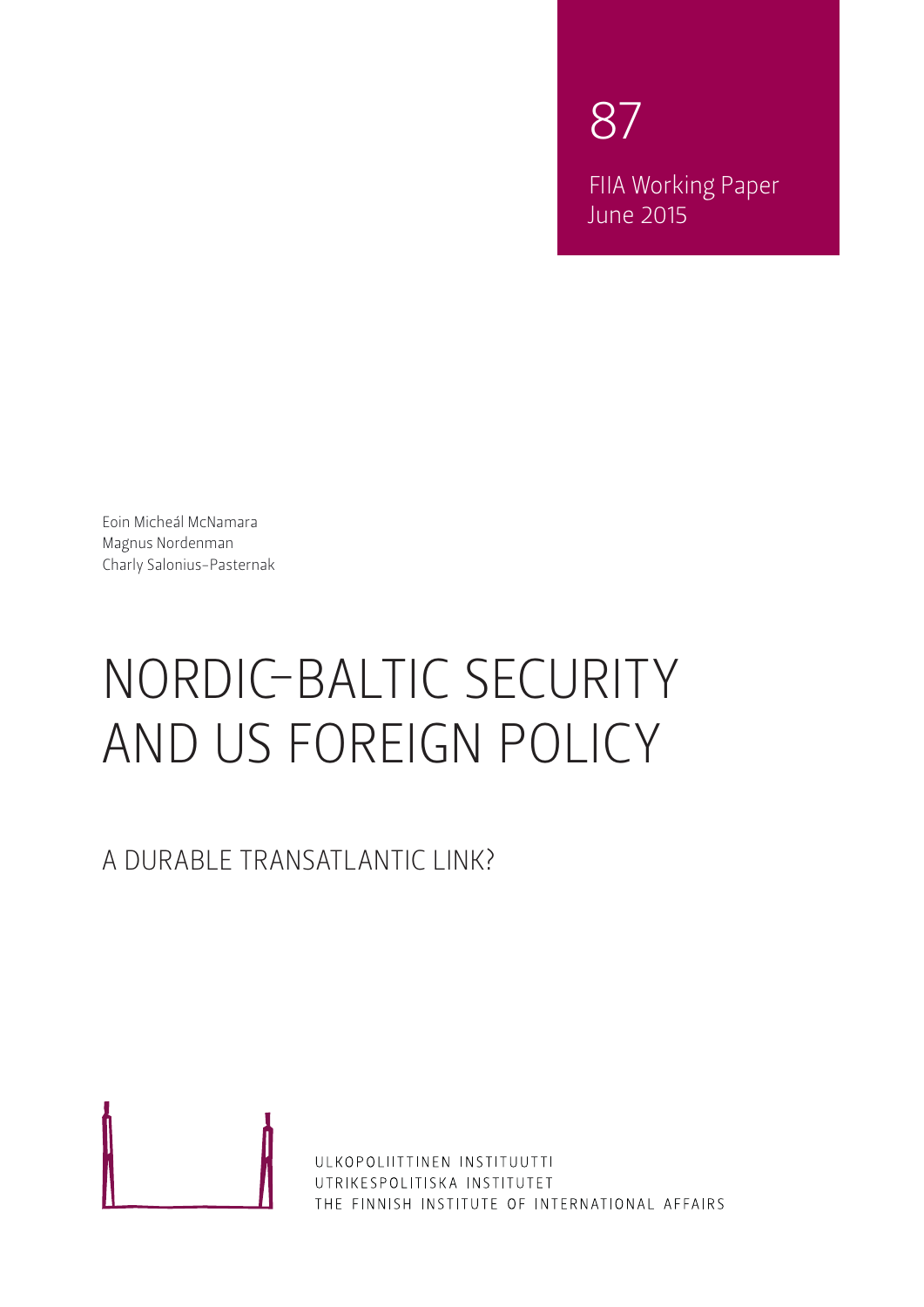87

FIIA Working Paper
June 2015

Eoin Micheál McNamara
Magnus Nordenman
Charly Salonius-Pasternak

# NORDIC-BALTIC SECURITY AND US FOREIGN POLICY

## A DURABLE TRANSATLANTIC LINK?

ULKOPOLIITTINEN INSTITUUTTI
UTRIKESPOLITISKA INSTITUTET
THE FINNISH INSTITUTE OF INTERNATIONAL AFFAIRS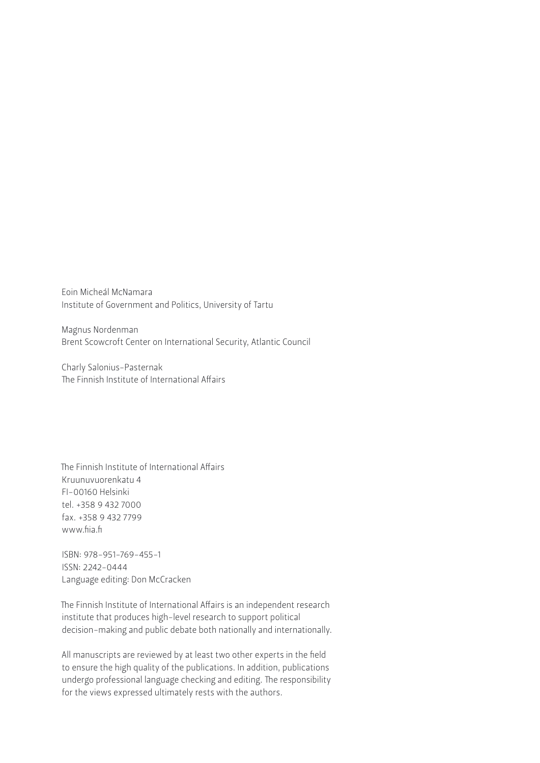Eoin Micheál McNamara
Institute of Government and Politics, University of Tartu

Magnus Nordenman
Brent Scowcroft Center on International Security, Atlantic Council

Charly Salonius-Pasternak
The Finnish Institute of International Affairs

The Finnish Institute of International Affairs
Kruunuvuorenkatu 4
FI-00160 Helsinki
tel. +358 9 432 7000
fax. +358 9 432 7799
www.fiia.fi

ISBN: 978-951-769-455-1
ISSN: 2242-0444
Language editing: Don McCracken

The Finnish Institute of International Affairs is an independent research institute that produces high-level research to support political decision-making and public debate both nationally and internationally.

All manuscripts are reviewed by at least two other experts in the field to ensure the high quality of the publications. In addition, publications undergo professional language checking and editing. The responsibility for the views expressed ultimately rests with the authors.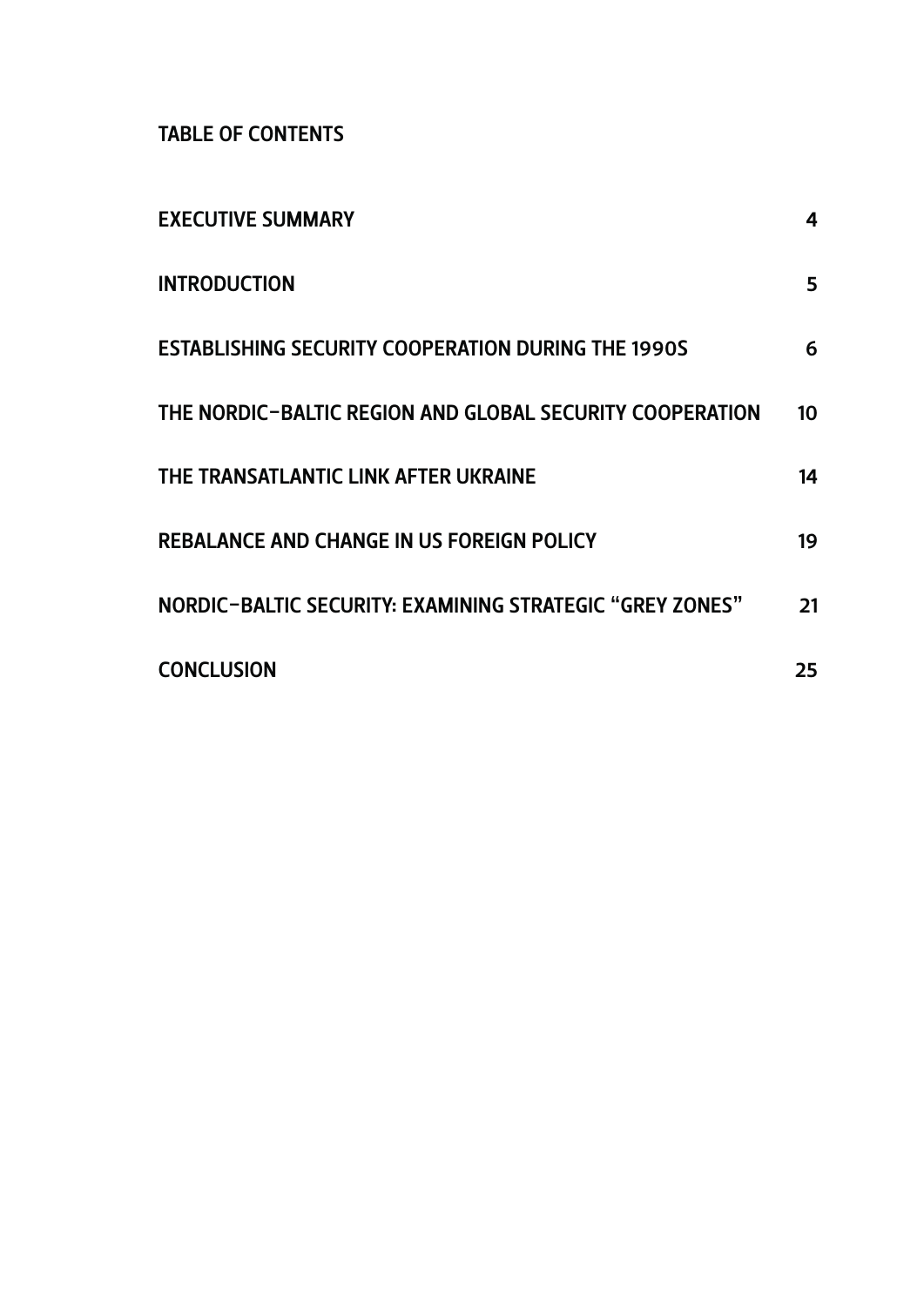# TABLE OF CONTENTS

| | |
|---|---|
| EXECUTIVE SUMMARY | 4 |
| INTRODUCTION | 5 |
| ESTABLISHING SECURITY COOPERATION DURING THE 1990S | 6 |
| THE NORDIC-BALTIC REGION AND GLOBAL SECURITY COOPERATION | 10 |
| THE TRANSATLANTIC LINK AFTER UKRAINE | 14 |
| REBALANCE AND CHANGE IN US FOREIGN POLICY | 19 |
| NORDIC-BALTIC SECURITY: EXAMINING STRATEGIC "GREY ZONES" | 21 |
| CONCLUSION | 25 |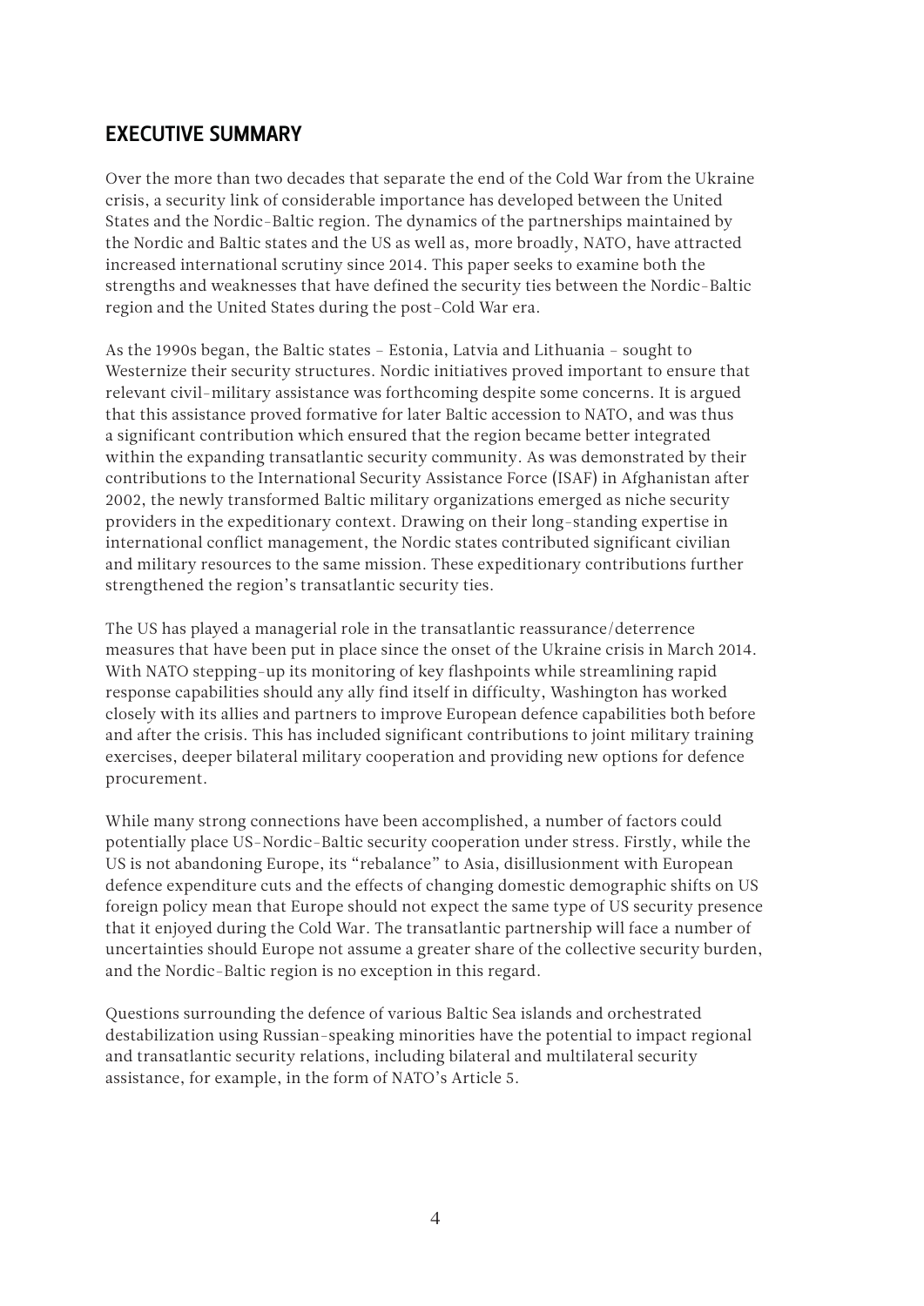## EXECUTIVE SUMMARY

Over the more than two decades that separate the end of the Cold War from the Ukraine crisis, a security link of considerable importance has developed between the United States and the Nordic-Baltic region. The dynamics of the partnerships maintained by the Nordic and Baltic states and the US as well as, more broadly, NATO, have attracted increased international scrutiny since 2014. This paper seeks to examine both the strengths and weaknesses that have defined the security ties between the Nordic-Baltic region and the United States during the post-Cold War era.

As the 1990s began, the Baltic states – Estonia, Latvia and Lithuania – sought to Westernize their security structures. Nordic initiatives proved important to ensure that relevant civil-military assistance was forthcoming despite some concerns. It is argued that this assistance proved formative for later Baltic accession to NATO, and was thus a significant contribution which ensured that the region became better integrated within the expanding transatlantic security community. As was demonstrated by their contributions to the International Security Assistance Force (ISAF) in Afghanistan after 2002, the newly transformed Baltic military organizations emerged as niche security providers in the expeditionary context. Drawing on their long-standing expertise in international conflict management, the Nordic states contributed significant civilian and military resources to the same mission. These expeditionary contributions further strengthened the region's transatlantic security ties.

The US has played a managerial role in the transatlantic reassurance/deterrence measures that have been put in place since the onset of the Ukraine crisis in March 2014. With NATO stepping-up its monitoring of key flashpoints while streamlining rapid response capabilities should any ally find itself in difficulty, Washington has worked closely with its allies and partners to improve European defence capabilities both before and after the crisis. This has included significant contributions to joint military training exercises, deeper bilateral military cooperation and providing new options for defence procurement.

While many strong connections have been accomplished, a number of factors could potentially place US-Nordic-Baltic security cooperation under stress. Firstly, while the US is not abandoning Europe, its "rebalance" to Asia, disillusionment with European defence expenditure cuts and the effects of changing domestic demographic shifts on US foreign policy mean that Europe should not expect the same type of US security presence that it enjoyed during the Cold War. The transatlantic partnership will face a number of uncertainties should Europe not assume a greater share of the collective security burden, and the Nordic-Baltic region is no exception in this regard.

Questions surrounding the defence of various Baltic Sea islands and orchestrated destabilization using Russian-speaking minorities have the potential to impact regional and transatlantic security relations, including bilateral and multilateral security assistance, for example, in the form of NATO's Article 5.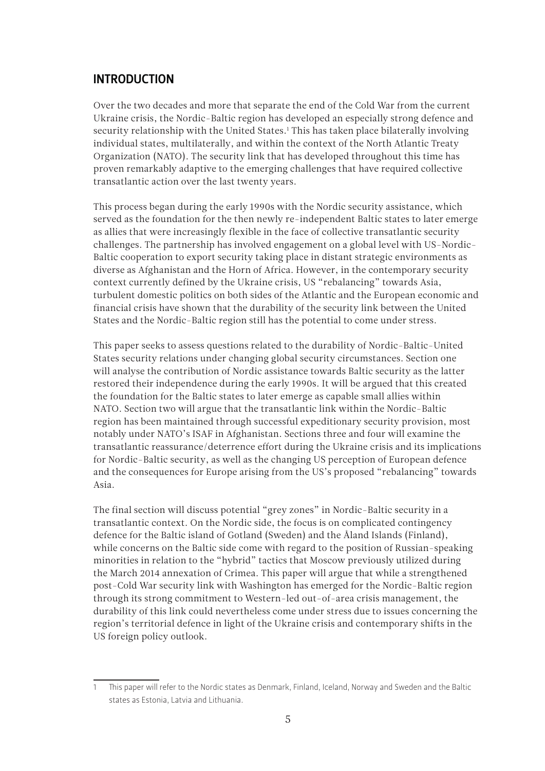## INTRODUCTION

Over the two decades and more that separate the end of the Cold War from the current Ukraine crisis, the Nordic-Baltic region has developed an especially strong defence and security relationship with the United States.[1] This has taken place bilaterally involving individual states, multilaterally, and within the context of the North Atlantic Treaty Organization (NATO). The security link that has developed throughout this time has proven remarkably adaptive to the emerging challenges that have required collective transatlantic action over the last twenty years.

This process began during the early 1990s with the Nordic security assistance, which served as the foundation for the then newly re-independent Baltic states to later emerge as allies that were increasingly flexible in the face of collective transatlantic security challenges. The partnership has involved engagement on a global level with US-Nordic-Baltic cooperation to export security taking place in distant strategic environments as diverse as Afghanistan and the Horn of Africa. However, in the contemporary security context currently defined by the Ukraine crisis, US "rebalancing" towards Asia, turbulent domestic politics on both sides of the Atlantic and the European economic and financial crisis have shown that the durability of the security link between the United States and the Nordic-Baltic region still has the potential to come under stress.

This paper seeks to assess questions related to the durability of Nordic-Baltic-United States security relations under changing global security circumstances. Section one will analyse the contribution of Nordic assistance towards Baltic security as the latter restored their independence during the early 1990s. It will be argued that this created the foundation for the Baltic states to later emerge as capable small allies within NATO. Section two will argue that the transatlantic link within the Nordic-Baltic region has been maintained through successful expeditionary security provision, most notably under NATO's ISAF in Afghanistan. Sections three and four will examine the transatlantic reassurance/deterrence effort during the Ukraine crisis and its implications for Nordic-Baltic security, as well as the changing US perception of European defence and the consequences for Europe arising from the US's proposed "rebalancing" towards Asia.

The final section will discuss potential "grey zones" in Nordic-Baltic security in a transatlantic context. On the Nordic side, the focus is on complicated contingency defence for the Baltic island of Gotland (Sweden) and the Åland Islands (Finland), while concerns on the Baltic side come with regard to the position of Russian-speaking minorities in relation to the "hybrid" tactics that Moscow previously utilized during the March 2014 annexation of Crimea. This paper will argue that while a strengthened post-Cold War security link with Washington has emerged for the Nordic-Baltic region through its strong commitment to Western-led out-of-area crisis management, the durability of this link could nevertheless come under stress due to issues concerning the region's territorial defence in light of the Ukraine crisis and contemporary shifts in the US foreign policy outlook.

---

[1] This paper will refer to the Nordic states as Denmark, Finland, Iceland, Norway and Sweden and the Baltic states as Estonia, Latvia and Lithuania.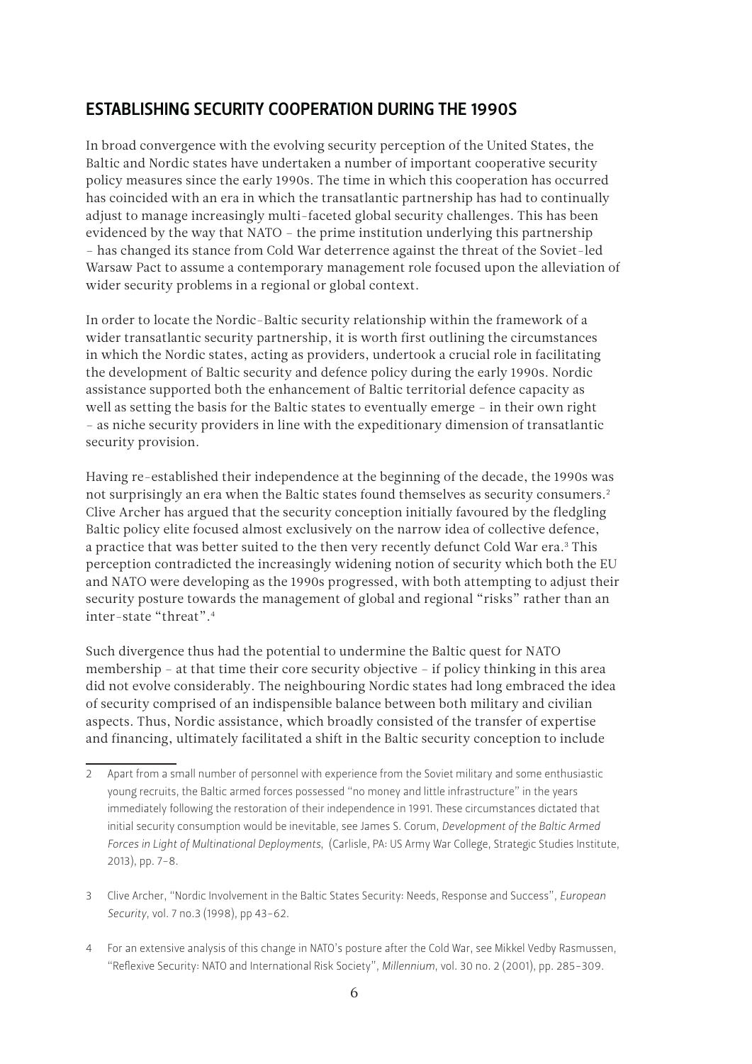## ESTABLISHING SECURITY COOPERATION DURING THE 1990S

In broad convergence with the evolving security perception of the United States, the Baltic and Nordic states have undertaken a number of important cooperative security policy measures since the early 1990s. The time in which this cooperation has occurred has coincided with an era in which the transatlantic partnership has had to continually adjust to manage increasingly multi-faceted global security challenges. This has been evidenced by the way that NATO – the prime institution underlying this partnership – has changed its stance from Cold War deterrence against the threat of the Soviet-led Warsaw Pact to assume a contemporary management role focused upon the alleviation of wider security problems in a regional or global context.

In order to locate the Nordic-Baltic security relationship within the framework of a wider transatlantic security partnership, it is worth first outlining the circumstances in which the Nordic states, acting as providers, undertook a crucial role in facilitating the development of Baltic security and defence policy during the early 1990s. Nordic assistance supported both the enhancement of Baltic territorial defence capacity as well as setting the basis for the Baltic states to eventually emerge – in their own right – as niche security providers in line with the expeditionary dimension of transatlantic security provision.

Having re-established their independence at the beginning of the decade, the 1990s was not surprisingly an era when the Baltic states found themselves as security consumers.[2] Clive Archer has argued that the security conception initially favoured by the fledgling Baltic policy elite focused almost exclusively on the narrow idea of collective defence, a practice that was better suited to the then very recently defunct Cold War era.[3] This perception contradicted the increasingly widening notion of security which both the EU and NATO were developing as the 1990s progressed, with both attempting to adjust their security posture towards the management of global and regional "risks" rather than an inter-state "threat".[4]

Such divergence thus had the potential to undermine the Baltic quest for NATO membership – at that time their core security objective – if policy thinking in this area did not evolve considerably. The neighbouring Nordic states had long embraced the idea of security comprised of an indispensible balance between both military and civilian aspects. Thus, Nordic assistance, which broadly consisted of the transfer of expertise and financing, ultimately facilitated a shift in the Baltic security conception to include

---

2 Apart from a small number of personnel with experience from the Soviet military and some enthusiastic young recruits, the Baltic armed forces possessed "no money and little infrastructure" in the years immediately following the restoration of their independence in 1991. These circumstances dictated that initial security consumption would be inevitable, see James S. Corum, *Development of the Baltic Armed Forces in Light of Multinational Deployments*, (Carlisle, PA: US Army War College, Strategic Studies Institute, 2013), pp. 7–8.

3 Clive Archer, "Nordic Involvement in the Baltic States Security: Needs, Response and Success", *European Security*, vol. 7 no.3 (1998), pp 43–62.

4 For an extensive analysis of this change in NATO's posture after the Cold War, see Mikkel Vedby Rasmussen, "Reflexive Security: NATO and International Risk Society", *Millennium*, vol. 30 no. 2 (2001), pp. 285–309.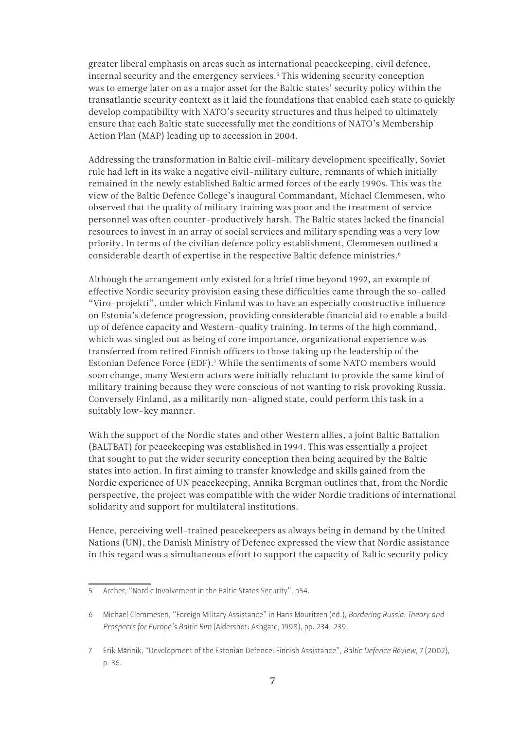greater liberal emphasis on areas such as international peacekeeping, civil defence, internal security and the emergency services.[5] This widening security conception was to emerge later on as a major asset for the Baltic states' security policy within the transatlantic security context as it laid the foundations that enabled each state to quickly develop compatibility with NATO's security structures and thus helped to ultimately ensure that each Baltic state successfully met the conditions of NATO's Membership Action Plan (MAP) leading up to accession in 2004.

Addressing the transformation in Baltic civil-military development specifically, Soviet rule had left in its wake a negative civil-military culture, remnants of which initially remained in the newly established Baltic armed forces of the early 1990s. This was the view of the Baltic Defence College's inaugural Commandant, Michael Clemmesen, who observed that the quality of military training was poor and the treatment of service personnel was often counter-productively harsh. The Baltic states lacked the financial resources to invest in an array of social services and military spending was a very low priority. In terms of the civilian defence policy establishment, Clemmesen outlined a considerable dearth of expertise in the respective Baltic defence ministries.[6]

Although the arrangement only existed for a brief time beyond 1992, an example of effective Nordic security provision easing these difficulties came through the so-called "Viro-projekti", under which Finland was to have an especially constructive influence on Estonia's defence progression, providing considerable financial aid to enable a build-up of defence capacity and Western-quality training. In terms of the high command, which was singled out as being of core importance, organizational experience was transferred from retired Finnish officers to those taking up the leadership of the Estonian Defence Force (EDF).[7] While the sentiments of some NATO members would soon change, many Western actors were initially reluctant to provide the same kind of military training because they were conscious of not wanting to risk provoking Russia. Conversely Finland, as a militarily non-aligned state, could perform this task in a suitably low-key manner.

With the support of the Nordic states and other Western allies, a joint Baltic Battalion (BALTBAT) for peacekeeping was established in 1994. This was essentially a project that sought to put the wider security conception then being acquired by the Baltic states into action. In first aiming to transfer knowledge and skills gained from the Nordic experience of UN peacekeeping, Annika Bergman outlines that, from the Nordic perspective, the project was compatible with the wider Nordic traditions of international solidarity and support for multilateral institutions.

Hence, perceiving well-trained peacekeepers as always being in demand by the United Nations (UN), the Danish Ministry of Defence expressed the view that Nordic assistance in this regard was a simultaneous effort to support the capacity of Baltic security policy

---

5 Archer, "Nordic Involvement in the Baltic States Security", p54.

6 Michael Clemmesen, "Foreign Military Assistance" in Hans Mouritzen (ed.), *Bordering Russia: Theory and Prospects for Europe's Baltic Rim* (Aldershot: Ashgate, 1998), pp. 234–239.

7 Erik Männik, "Development of the Estonian Defence: Finnish Assistance", *Baltic Defence Review*, 7 (2002), p. 36.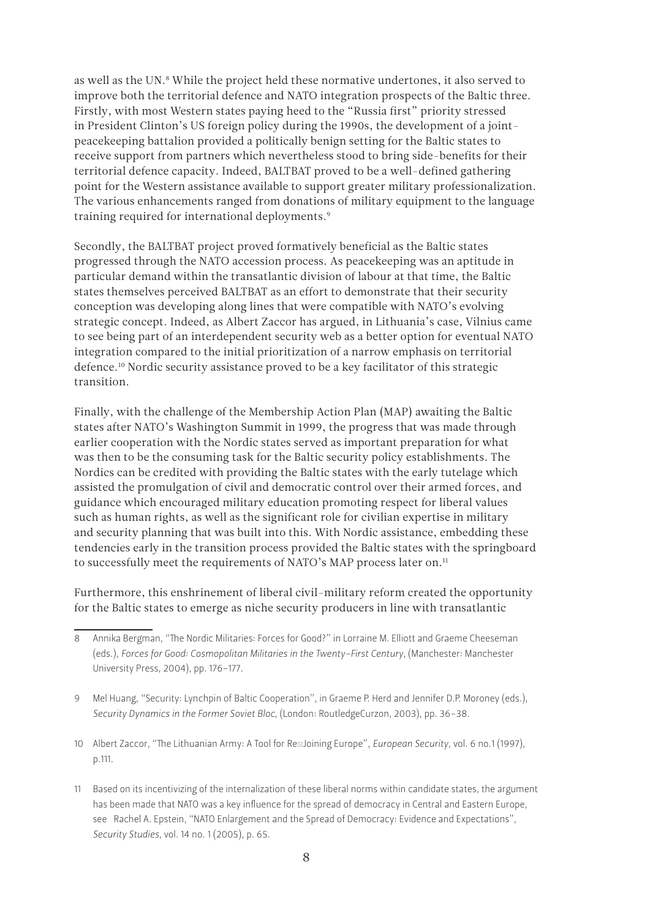as well as the UN.[8] While the project held these normative undertones, it also served to improve both the territorial defence and NATO integration prospects of the Baltic three. Firstly, with most Western states paying heed to the "Russia first" priority stressed in President Clinton's US foreign policy during the 1990s, the development of a joint-peacekeeping battalion provided a politically benign setting for the Baltic states to receive support from partners which nevertheless stood to bring side-benefits for their territorial defence capacity. Indeed, BALTBAT proved to be a well-defined gathering point for the Western assistance available to support greater military professionalization. The various enhancements ranged from donations of military equipment to the language training required for international deployments.[9]

Secondly, the BALTBAT project proved formatively beneficial as the Baltic states progressed through the NATO accession process. As peacekeeping was an aptitude in particular demand within the transatlantic division of labour at that time, the Baltic states themselves perceived BALTBAT as an effort to demonstrate that their security conception was developing along lines that were compatible with NATO's evolving strategic concept. Indeed, as Albert Zaccor has argued, in Lithuania's case, Vilnius came to see being part of an interdependent security web as a better option for eventual NATO integration compared to the initial prioritization of a narrow emphasis on territorial defence.[10] Nordic security assistance proved to be a key facilitator of this strategic transition.

Finally, with the challenge of the Membership Action Plan (MAP) awaiting the Baltic states after NATO's Washington Summit in 1999, the progress that was made through earlier cooperation with the Nordic states served as important preparation for what was then to be the consuming task for the Baltic security policy establishments. The Nordics can be credited with providing the Baltic states with the early tutelage which assisted the promulgation of civil and democratic control over their armed forces, and guidance which encouraged military education promoting respect for liberal values such as human rights, as well as the significant role for civilian expertise in military and security planning that was built into this. With Nordic assistance, embedding these tendencies early in the transition process provided the Baltic states with the springboard to successfully meet the requirements of NATO's MAP process later on.[11]

Furthermore, this enshrinement of liberal civil-military reform created the opportunity for the Baltic states to emerge as niche security producers in line with transatlantic

---

8 Annika Bergman, "The Nordic Militaries: Forces for Good?" in Lorraine M. Elliott and Graeme Cheeseman (eds.), *Forces for Good: Cosmopolitan Militaries in the Twenty-First Century*, (Manchester: Manchester University Press, 2004), pp. 176-177.

9 Mel Huang, "Security: Lynchpin of Baltic Cooperation", in Graeme P. Herd and Jennifer D.P. Moroney (eds.), *Security Dynamics in the Former Soviet Bloc*, (London: RoutledgeCurzon, 2003), pp. 36-38.

10 Albert Zaccor, "The Lithuanian Army: A Tool for Re-Joining Europe", *European Security*, vol. 6 no.1 (1997), p.111.

11 Based on its incentivizing of the internalization of these liberal norms within candidate states, the argument has been made that NATO was a key influence for the spread of democracy in Central and Eastern Europe, see Rachel A. Epstein, "NATO Enlargement and the Spread of Democracy: Evidence and Expectations", *Security Studies*, vol. 14 no. 1 (2005), p. 65.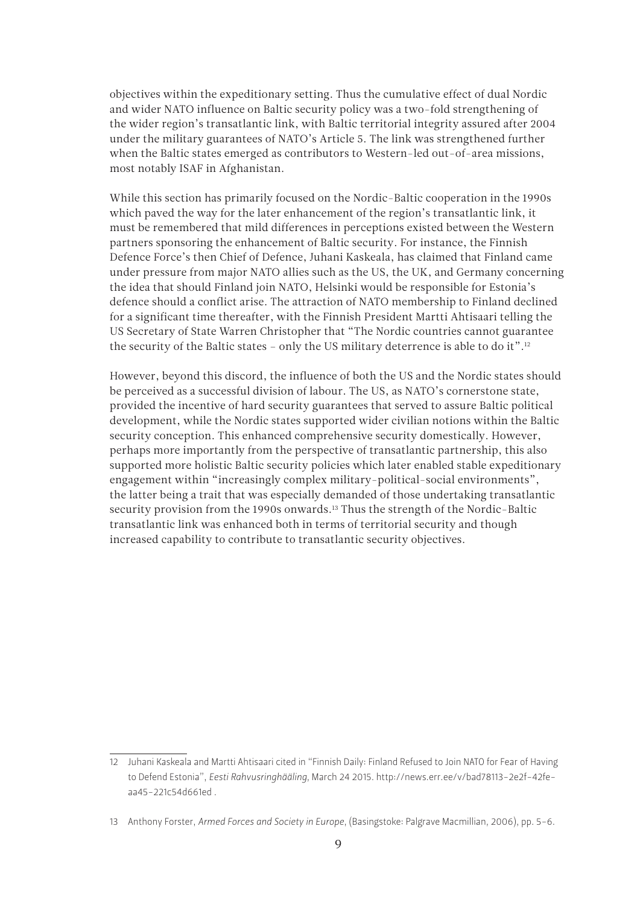objectives within the expeditionary setting. Thus the cumulative effect of dual Nordic and wider NATO influence on Baltic security policy was a two-fold strengthening of the wider region's transatlantic link, with Baltic territorial integrity assured after 2004 under the military guarantees of NATO's Article 5. The link was strengthened further when the Baltic states emerged as contributors to Western-led out-of-area missions, most notably ISAF in Afghanistan.

While this section has primarily focused on the Nordic-Baltic cooperation in the 1990s which paved the way for the later enhancement of the region's transatlantic link, it must be remembered that mild differences in perceptions existed between the Western partners sponsoring the enhancement of Baltic security. For instance, the Finnish Defence Force's then Chief of Defence, Juhani Kaskeala, has claimed that Finland came under pressure from major NATO allies such as the US, the UK, and Germany concerning the idea that should Finland join NATO, Helsinki would be responsible for Estonia's defence should a conflict arise. The attraction of NATO membership to Finland declined for a significant time thereafter, with the Finnish President Martti Ahtisaari telling the US Secretary of State Warren Christopher that "The Nordic countries cannot guarantee the security of the Baltic states – only the US military deterrence is able to do it".[12]

However, beyond this discord, the influence of both the US and the Nordic states should be perceived as a successful division of labour. The US, as NATO's cornerstone state, provided the incentive of hard security guarantees that served to assure Baltic political development, while the Nordic states supported wider civilian notions within the Baltic security conception. This enhanced comprehensive security domestically. However, perhaps more importantly from the perspective of transatlantic partnership, this also supported more holistic Baltic security policies which later enabled stable expeditionary engagement within "increasingly complex military-political-social environments", the latter being a trait that was especially demanded of those undertaking transatlantic security provision from the 1990s onwards.[13] Thus the strength of the Nordic-Baltic transatlantic link was enhanced both in terms of territorial security and though increased capability to contribute to transatlantic security objectives.

---

12 Juhani Kaskeala and Martti Ahtisaari cited in "Finnish Daily: Finland Refused to Join NATO for Fear of Having to Defend Estonia", *Eesti Rahvusringhääling*, March 24 2015. http://news.err.ee/v/bad78113-2e2f-42fe-aa45-221c54d661ed .

13 Anthony Forster, *Armed Forces and Society in Europe*, (Basingstoke: Palgrave Macmillian, 2006), pp. 5–6.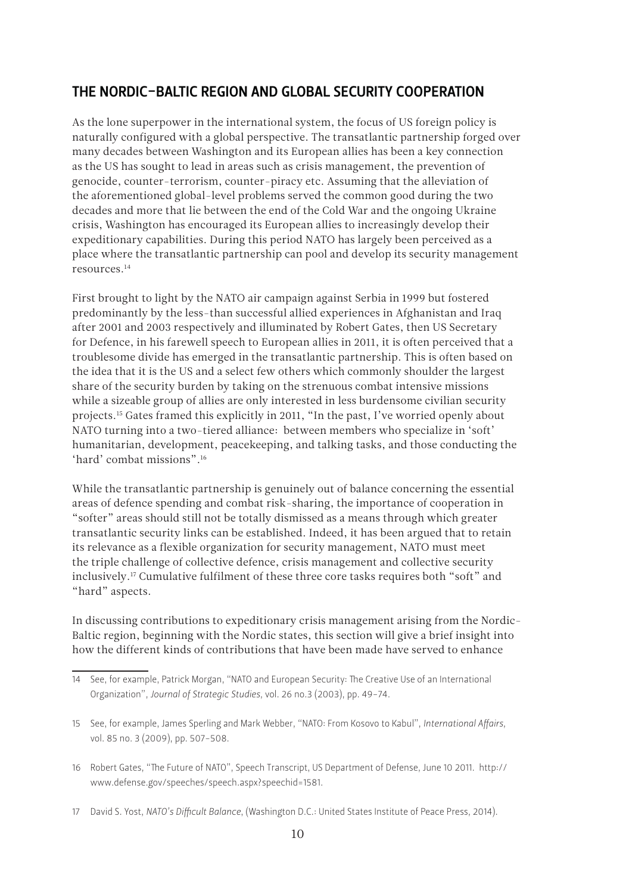## THE NORDIC–BALTIC REGION AND GLOBAL SECURITY COOPERATION

As the lone superpower in the international system, the focus of US foreign policy is naturally configured with a global perspective. The transatlantic partnership forged over many decades between Washington and its European allies has been a key connection as the US has sought to lead in areas such as crisis management, the prevention of genocide, counter-terrorism, counter-piracy etc. Assuming that the alleviation of the aforementioned global-level problems served the common good during the two decades and more that lie between the end of the Cold War and the ongoing Ukraine crisis, Washington has encouraged its European allies to increasingly develop their expeditionary capabilities. During this period NATO has largely been perceived as a place where the transatlantic partnership can pool and develop its security management resources.[14]

First brought to light by the NATO air campaign against Serbia in 1999 but fostered predominantly by the less-than successful allied experiences in Afghanistan and Iraq after 2001 and 2003 respectively and illuminated by Robert Gates, then US Secretary for Defence, in his farewell speech to European allies in 2011, it is often perceived that a troublesome divide has emerged in the transatlantic partnership. This is often based on the idea that it is the US and a select few others which commonly shoulder the largest share of the security burden by taking on the strenuous combat intensive missions while a sizeable group of allies are only interested in less burdensome civilian security projects.[15] Gates framed this explicitly in 2011, "In the past, I've worried openly about NATO turning into a two-tiered alliance: between members who specialize in 'soft' humanitarian, development, peacekeeping, and talking tasks, and those conducting the 'hard' combat missions".[16]

While the transatlantic partnership is genuinely out of balance concerning the essential areas of defence spending and combat risk-sharing, the importance of cooperation in "softer" areas should still not be totally dismissed as a means through which greater transatlantic security links can be established. Indeed, it has been argued that to retain its relevance as a flexible organization for security management, NATO must meet the triple challenge of collective defence, crisis management and collective security inclusively.[17] Cumulative fulfilment of these three core tasks requires both "soft" and "hard" aspects.

In discussing contributions to expeditionary crisis management arising from the Nordic-Baltic region, beginning with the Nordic states, this section will give a brief insight into how the different kinds of contributions that have been made have served to enhance

---

14 See, for example, Patrick Morgan, "NATO and European Security: The Creative Use of an International Organization", *Journal of Strategic Studies*, vol. 26 no.3 (2003), pp. 49–74.

15 See, for example, James Sperling and Mark Webber, "NATO: From Kosovo to Kabul", *International Affairs*, vol. 85 no. 3 (2009), pp. 507–508.

16 Robert Gates, "The Future of NATO", Speech Transcript, US Department of Defense, June 10 2011. http://www.defense.gov/speeches/speech.aspx?speechid=1581.

17 David S. Yost, *NATO's Difficult Balance*, (Washington D.C.: United States Institute of Peace Press, 2014).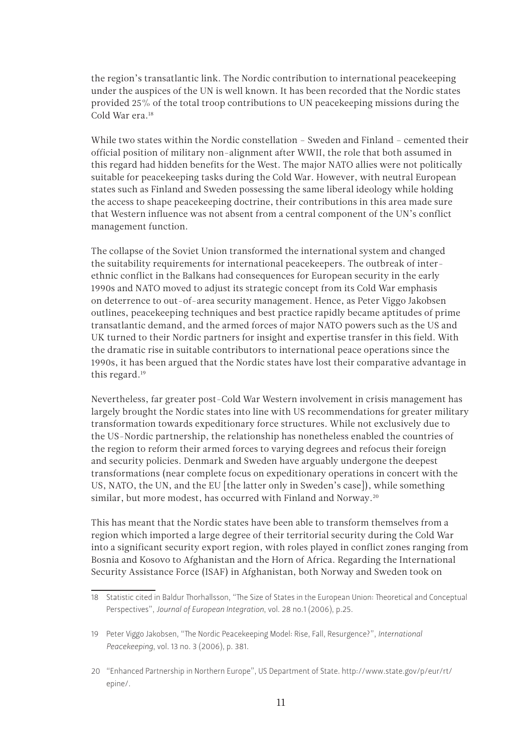the region's transatlantic link. The Nordic contribution to international peacekeeping under the auspices of the UN is well known. It has been recorded that the Nordic states provided 25% of the total troop contributions to UN peacekeeping missions during the Cold War era.[18]

While two states within the Nordic constellation – Sweden and Finland – cemented their official position of military non-alignment after WWII, the role that both assumed in this regard had hidden benefits for the West. The major NATO allies were not politically suitable for peacekeeping tasks during the Cold War. However, with neutral European states such as Finland and Sweden possessing the same liberal ideology while holding the access to shape peacekeeping doctrine, their contributions in this area made sure that Western influence was not absent from a central component of the UN's conflict management function.

The collapse of the Soviet Union transformed the international system and changed the suitability requirements for international peacekeepers. The outbreak of inter-ethnic conflict in the Balkans had consequences for European security in the early 1990s and NATO moved to adjust its strategic concept from its Cold War emphasis on deterrence to out-of-area security management. Hence, as Peter Viggo Jakobsen outlines, peacekeeping techniques and best practice rapidly became aptitudes of prime transatlantic demand, and the armed forces of major NATO powers such as the US and UK turned to their Nordic partners for insight and expertise transfer in this field. With the dramatic rise in suitable contributors to international peace operations since the 1990s, it has been argued that the Nordic states have lost their comparative advantage in this regard.[19]

Nevertheless, far greater post-Cold War Western involvement in crisis management has largely brought the Nordic states into line with US recommendations for greater military transformation towards expeditionary force structures. While not exclusively due to the US-Nordic partnership, the relationship has nonetheless enabled the countries of the region to reform their armed forces to varying degrees and refocus their foreign and security policies. Denmark and Sweden have arguably undergone the deepest transformations (near complete focus on expeditionary operations in concert with the US, NATO, the UN, and the EU [the latter only in Sweden's case]), while something similar, but more modest, has occurred with Finland and Norway.[20]

This has meant that the Nordic states have been able to transform themselves from a region which imported a large degree of their territorial security during the Cold War into a significant security export region, with roles played in conflict zones ranging from Bosnia and Kosovo to Afghanistan and the Horn of Africa. Regarding the International Security Assistance Force (ISAF) in Afghanistan, both Norway and Sweden took on

---

18 Statistic cited in Baldur Thorhallsson, "The Size of States in the European Union: Theoretical and Conceptual Perspectives", *Journal of European Integration*, vol. 28 no.1 (2006), p.25.

19 Peter Viggo Jakobsen, "The Nordic Peacekeeping Model: Rise, Fall, Resurgence?", *International Peacekeeping*, vol. 13 no. 3 (2006), p. 381.

20 "Enhanced Partnership in Northern Europe", US Department of State. http://www.state.gov/p/eur/rt/epine/.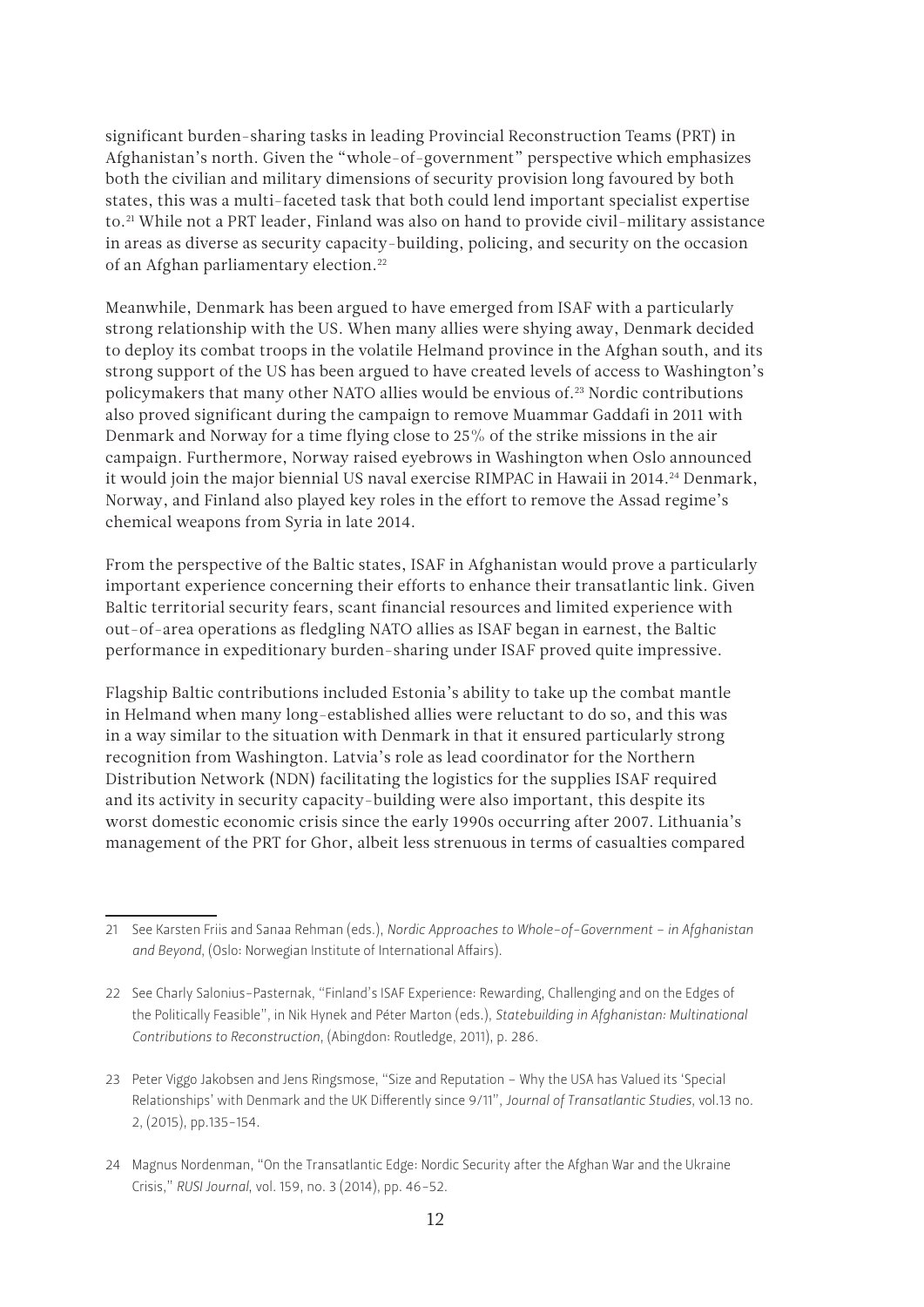significant burden-sharing tasks in leading Provincial Reconstruction Teams (PRT) in Afghanistan's north. Given the "whole-of-government" perspective which emphasizes both the civilian and military dimensions of security provision long favoured by both states, this was a multi-faceted task that both could lend important specialist expertise to.[21] While not a PRT leader, Finland was also on hand to provide civil-military assistance in areas as diverse as security capacity-building, policing, and security on the occasion of an Afghan parliamentary election.[22]

Meanwhile, Denmark has been argued to have emerged from ISAF with a particularly strong relationship with the US. When many allies were shying away, Denmark decided to deploy its combat troops in the volatile Helmand province in the Afghan south, and its strong support of the US has been argued to have created levels of access to Washington's policymakers that many other NATO allies would be envious of.[23] Nordic contributions also proved significant during the campaign to remove Muammar Gaddafi in 2011 with Denmark and Norway for a time flying close to 25% of the strike missions in the air campaign. Furthermore, Norway raised eyebrows in Washington when Oslo announced it would join the major biennial US naval exercise RIMPAC in Hawaii in 2014.[24] Denmark, Norway, and Finland also played key roles in the effort to remove the Assad regime's chemical weapons from Syria in late 2014.

From the perspective of the Baltic states, ISAF in Afghanistan would prove a particularly important experience concerning their efforts to enhance their transatlantic link. Given Baltic territorial security fears, scant financial resources and limited experience with out-of-area operations as fledgling NATO allies as ISAF began in earnest, the Baltic performance in expeditionary burden-sharing under ISAF proved quite impressive.

Flagship Baltic contributions included Estonia's ability to take up the combat mantle in Helmand when many long-established allies were reluctant to do so, and this was in a way similar to the situation with Denmark in that it ensured particularly strong recognition from Washington. Latvia's role as lead coordinator for the Northern Distribution Network (NDN) facilitating the logistics for the supplies ISAF required and its activity in security capacity-building were also important, this despite its worst domestic economic crisis since the early 1990s occurring after 2007. Lithuania's management of the PRT for Ghor, albeit less strenuous in terms of casualties compared

---

21 See Karsten Friis and Sanaa Rehman (eds.), *Nordic Approaches to Whole-of-Government – in Afghanistan and Beyond*, (Oslo: Norwegian Institute of International Affairs).

22 See Charly Salonius-Pasternak, "Finland's ISAF Experience: Rewarding, Challenging and on the Edges of the Politically Feasible", in Nik Hynek and Péter Marton (eds.), *Statebuilding in Afghanistan: Multinational Contributions to Reconstruction*, (Abingdon: Routledge, 2011), p. 286.

23 Peter Viggo Jakobsen and Jens Ringsmose, "Size and Reputation – Why the USA has Valued its 'Special Relationships' with Denmark and the UK Differently since 9/11", *Journal of Transatlantic Studies*, vol.13 no. 2, (2015), pp.135–154.

24 Magnus Nordenman, "On the Transatlantic Edge: Nordic Security after the Afghan War and the Ukraine Crisis," *RUSI Journal*, vol. 159, no. 3 (2014), pp. 46–52.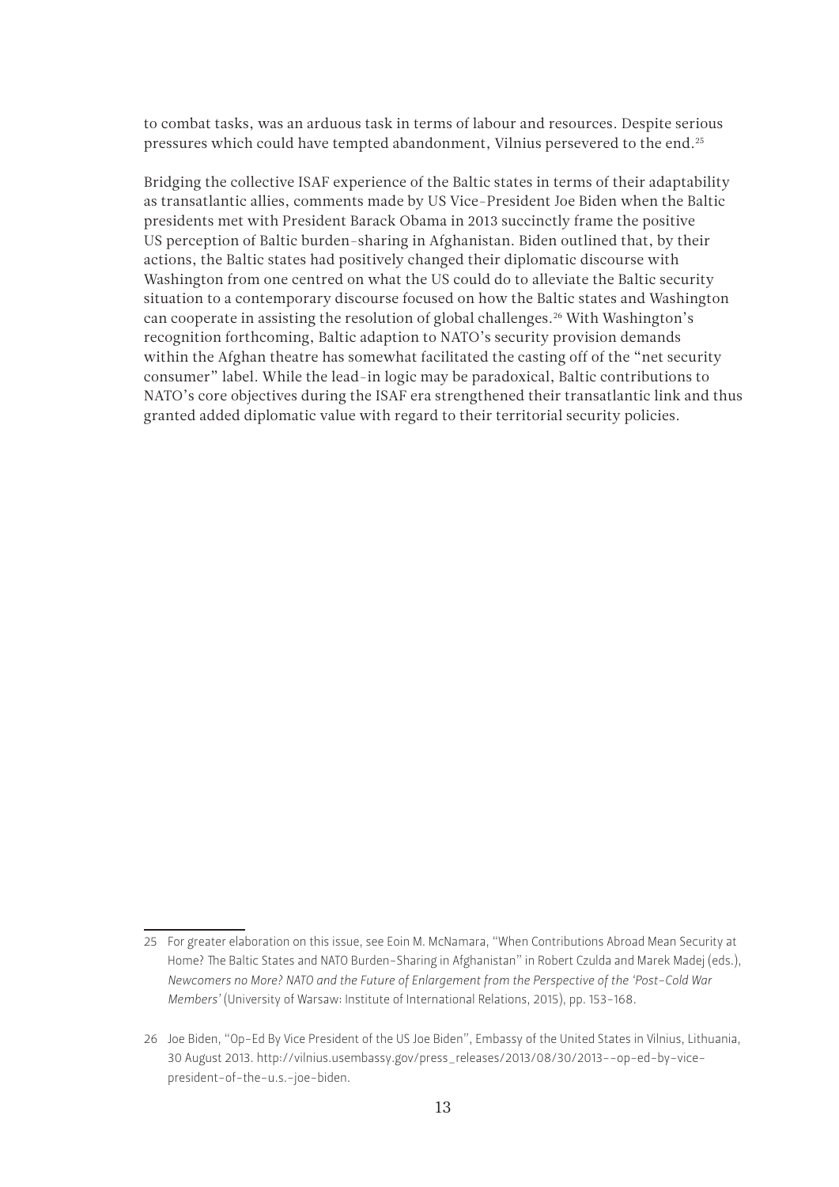to combat tasks, was an arduous task in terms of labour and resources. Despite serious pressures which could have tempted abandonment, Vilnius persevered to the end.[25]

Bridging the collective ISAF experience of the Baltic states in terms of their adaptability as transatlantic allies, comments made by US Vice-President Joe Biden when the Baltic presidents met with President Barack Obama in 2013 succinctly frame the positive US perception of Baltic burden-sharing in Afghanistan. Biden outlined that, by their actions, the Baltic states had positively changed their diplomatic discourse with Washington from one centred on what the US could do to alleviate the Baltic security situation to a contemporary discourse focused on how the Baltic states and Washington can cooperate in assisting the resolution of global challenges.[26] With Washington's recognition forthcoming, Baltic adaption to NATO's security provision demands within the Afghan theatre has somewhat facilitated the casting off of the "net security consumer" label. While the lead-in logic may be paradoxical, Baltic contributions to NATO's core objectives during the ISAF era strengthened their transatlantic link and thus granted added diplomatic value with regard to their territorial security policies.

---

25 For greater elaboration on this issue, see Eoin M. McNamara, "When Contributions Abroad Mean Security at Home? The Baltic States and NATO Burden-Sharing in Afghanistan" in Robert Czulda and Marek Madej (eds.), *Newcomers no More? NATO and the Future of Enlargement from the Perspective of the 'Post-Cold War Members'* (University of Warsaw: Institute of International Relations, 2015), pp. 153-168.

26 Joe Biden, "Op-Ed By Vice President of the US Joe Biden", Embassy of the United States in Vilnius, Lithuania, 30 August 2013. http://vilnius.usembassy.gov/press_releases/2013/08/30/2013--op-ed-by-vice-president-of-the-u.s.-joe-biden.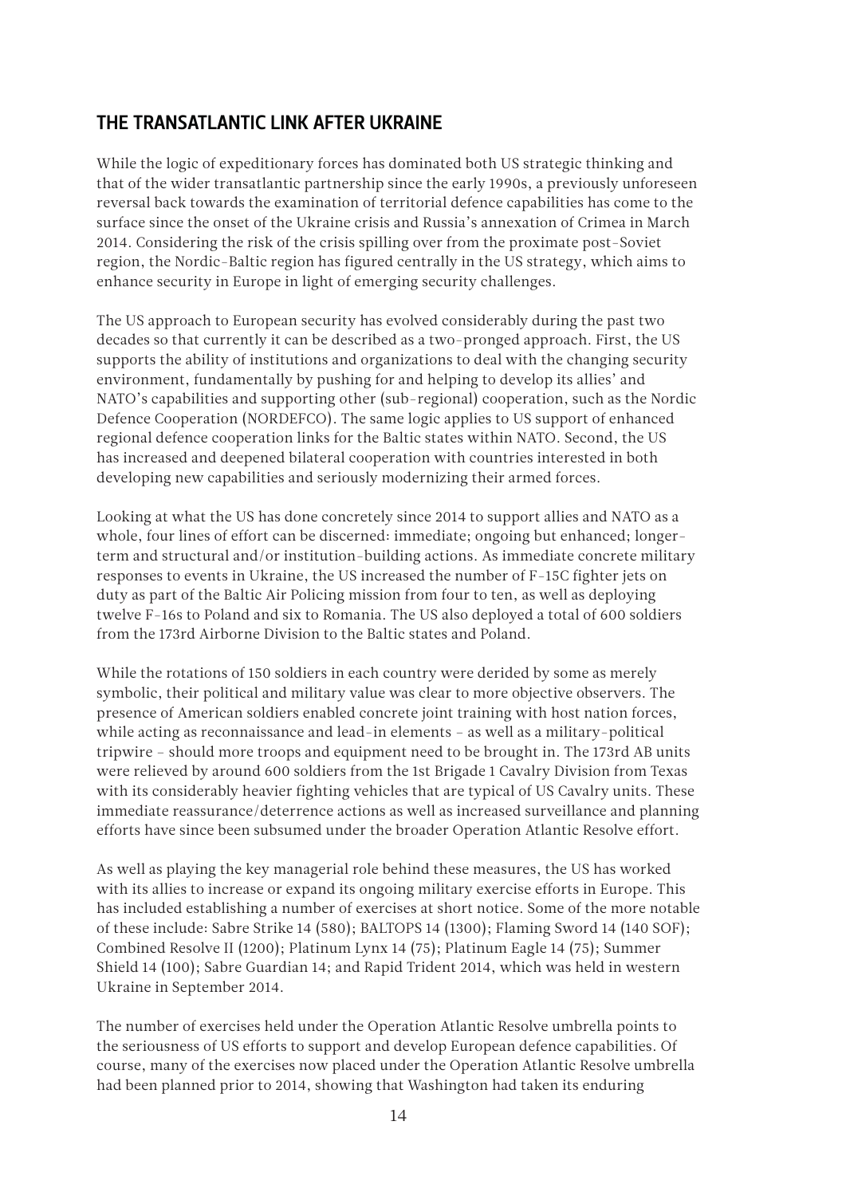## THE TRANSATLANTIC LINK AFTER UKRAINE

While the logic of expeditionary forces has dominated both US strategic thinking and that of the wider transatlantic partnership since the early 1990s, a previously unforeseen reversal back towards the examination of territorial defence capabilities has come to the surface since the onset of the Ukraine crisis and Russia's annexation of Crimea in March 2014. Considering the risk of the crisis spilling over from the proximate post-Soviet region, the Nordic-Baltic region has figured centrally in the US strategy, which aims to enhance security in Europe in light of emerging security challenges.

The US approach to European security has evolved considerably during the past two decades so that currently it can be described as a two-pronged approach. First, the US supports the ability of institutions and organizations to deal with the changing security environment, fundamentally by pushing for and helping to develop its allies' and NATO's capabilities and supporting other (sub-regional) cooperation, such as the Nordic Defence Cooperation (NORDEFCO). The same logic applies to US support of enhanced regional defence cooperation links for the Baltic states within NATO. Second, the US has increased and deepened bilateral cooperation with countries interested in both developing new capabilities and seriously modernizing their armed forces.

Looking at what the US has done concretely since 2014 to support allies and NATO as a whole, four lines of effort can be discerned: immediate; ongoing but enhanced; longer-term and structural and/or institution-building actions. As immediate concrete military responses to events in Ukraine, the US increased the number of F-15C fighter jets on duty as part of the Baltic Air Policing mission from four to ten, as well as deploying twelve F-16s to Poland and six to Romania. The US also deployed a total of 600 soldiers from the 173rd Airborne Division to the Baltic states and Poland.

While the rotations of 150 soldiers in each country were derided by some as merely symbolic, their political and military value was clear to more objective observers. The presence of American soldiers enabled concrete joint training with host nation forces, while acting as reconnaissance and lead-in elements – as well as a military-political tripwire – should more troops and equipment need to be brought in. The 173rd AB units were relieved by around 600 soldiers from the 1st Brigade 1 Cavalry Division from Texas with its considerably heavier fighting vehicles that are typical of US Cavalry units. These immediate reassurance/deterrence actions as well as increased surveillance and planning efforts have since been subsumed under the broader Operation Atlantic Resolve effort.

As well as playing the key managerial role behind these measures, the US has worked with its allies to increase or expand its ongoing military exercise efforts in Europe. This has included establishing a number of exercises at short notice. Some of the more notable of these include: Sabre Strike 14 (580); BALTOPS 14 (1300); Flaming Sword 14 (140 SOF); Combined Resolve II (1200); Platinum Lynx 14 (75); Platinum Eagle 14 (75); Summer Shield 14 (100); Sabre Guardian 14; and Rapid Trident 2014, which was held in western Ukraine in September 2014.

The number of exercises held under the Operation Atlantic Resolve umbrella points to the seriousness of US efforts to support and develop European defence capabilities. Of course, many of the exercises now placed under the Operation Atlantic Resolve umbrella had been planned prior to 2014, showing that Washington had taken its enduring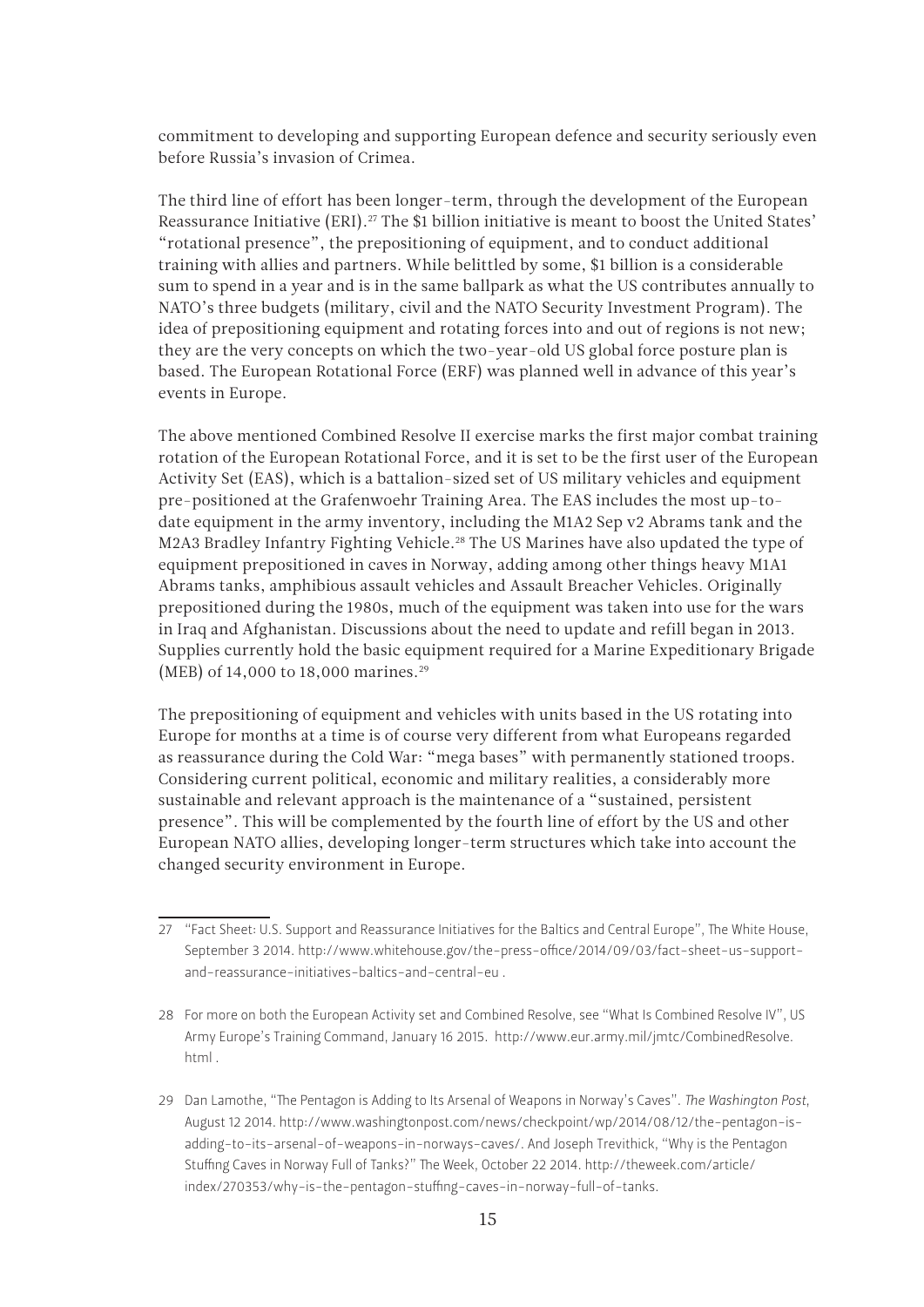commitment to developing and supporting European defence and security seriously even before Russia's invasion of Crimea.

The third line of effort has been longer-term, through the development of the European Reassurance Initiative (ERI).[27] The $1 billion initiative is meant to boost the United States' "rotational presence", the prepositioning of equipment, and to conduct additional training with allies and partners. While belittled by some, $1 billion is a considerable sum to spend in a year and is in the same ballpark as what the US contributes annually to NATO's three budgets (military, civil and the NATO Security Investment Program). The idea of prepositioning equipment and rotating forces into and out of regions is not new; they are the very concepts on which the two-year-old US global force posture plan is based. The European Rotational Force (ERF) was planned well in advance of this year's events in Europe.

The above mentioned Combined Resolve II exercise marks the first major combat training rotation of the European Rotational Force, and it is set to be the first user of the European Activity Set (EAS), which is a battalion-sized set of US military vehicles and equipment pre-positioned at the Grafenwoehr Training Area. The EAS includes the most up-to-date equipment in the army inventory, including the M1A2 Sep v2 Abrams tank and the M2A3 Bradley Infantry Fighting Vehicle.[28] The US Marines have also updated the type of equipment prepositioned in caves in Norway, adding among other things heavy M1A1 Abrams tanks, amphibious assault vehicles and Assault Breacher Vehicles. Originally prepositioned during the 1980s, much of the equipment was taken into use for the wars in Iraq and Afghanistan. Discussions about the need to update and refill began in 2013. Supplies currently hold the basic equipment required for a Marine Expeditionary Brigade (MEB) of 14,000 to 18,000 marines.[29]

The prepositioning of equipment and vehicles with units based in the US rotating into Europe for months at a time is of course very different from what Europeans regarded as reassurance during the Cold War: "mega bases" with permanently stationed troops. Considering current political, economic and military realities, a considerably more sustainable and relevant approach is the maintenance of a "sustained, persistent presence". This will be complemented by the fourth line of effort by the US and other European NATO allies, developing longer-term structures which take into account the changed security environment in Europe.

---

27 "Fact Sheet: U.S. Support and Reassurance Initiatives for the Baltics and Central Europe", The White House, September 3 2014. http://www.whitehouse.gov/the-press-office/2014/09/03/fact-sheet-us-support-and-reassurance-initiatives-baltics-and-central-eu .

28 For more on both the European Activity set and Combined Resolve, see "What Is Combined Resolve IV", US Army Europe's Training Command, January 16 2015. http://www.eur.army.mil/jmtc/CombinedResolve.html .

29 Dan Lamothe, "The Pentagon is Adding to Its Arsenal of Weapons in Norway's Caves". *The Washington Post*, August 12 2014. http://www.washingtonpost.com/news/checkpoint/wp/2014/08/12/the-pentagon-is-adding-to-its-arsenal-of-weapons-in-norways-caves/. And Joseph Trevithick, "Why is the Pentagon Stuffing Caves in Norway Full of Tanks?" The Week, October 22 2014. http://theweek.com/article/index/270353/why-is-the-pentagon-stuffing-caves-in-norway-full-of-tanks.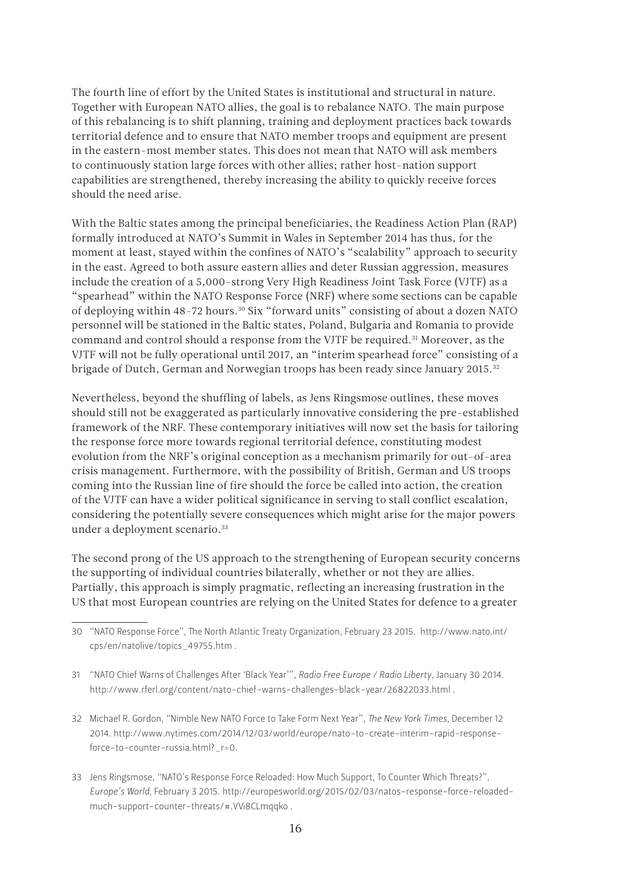The fourth line of effort by the United States is institutional and structural in nature. Together with European NATO allies, the goal is to rebalance NATO. The main purpose of this rebalancing is to shift planning, training and deployment practices back towards territorial defence and to ensure that NATO member troops and equipment are present in the eastern-most member states. This does not mean that NATO will ask members to continuously station large forces with other allies; rather host-nation support capabilities are strengthened, thereby increasing the ability to quickly receive forces should the need arise.

With the Baltic states among the principal beneficiaries, the Readiness Action Plan (RAP) formally introduced at NATO's Summit in Wales in September 2014 has thus, for the moment at least, stayed within the confines of NATO's "scalability" approach to security in the east. Agreed to both assure eastern allies and deter Russian aggression, measures include the creation of a 5,000-strong Very High Readiness Joint Task Force (VJTF) as a "spearhead" within the NATO Response Force (NRF) where some sections can be capable of deploying within 48-72 hours.[30] Six "forward units" consisting of about a dozen NATO personnel will be stationed in the Baltic states, Poland, Bulgaria and Romania to provide command and control should a response from the VJTF be required.[31] Moreover, as the VJTF will not be fully operational until 2017, an "interim spearhead force" consisting of a brigade of Dutch, German and Norwegian troops has been ready since January 2015.[32]

Nevertheless, beyond the shuffling of labels, as Jens Ringsmose outlines, these moves should still not be exaggerated as particularly innovative considering the pre-established framework of the NRF. These contemporary initiatives will now set the basis for tailoring the response force more towards regional territorial defence, constituting modest evolution from the NRF's original conception as a mechanism primarily for out-of-area crisis management. Furthermore, with the possibility of British, German and US troops coming into the Russian line of fire should the force be called into action, the creation of the VJTF can have a wider political significance in serving to stall conflict escalation, considering the potentially severe consequences which might arise for the major powers under a deployment scenario.[33]

The second prong of the US approach to the strengthening of European security concerns the supporting of individual countries bilaterally, whether or not they are allies. Partially, this approach is simply pragmatic, reflecting an increasing frustration in the US that most European countries are relying on the United States for defence to a greater

---

30 "NATO Response Force", The North Atlantic Treaty Organization, February 23 2015. http://www.nato.int/cps/en/natolive/topics_49755.htm .

31 "NATO Chief Warns of Challenges After 'Black Year'", *Radio Free Europe / Radio Liberty*, January 30 2014. http://www.rferl.org/content/nato-chief-warns-challenges-black-year/26822033.html .

32 Michael R. Gordon, "Nimble New NATO Force to Take Form Next Year", *The New York Times*, December 12 2014. http://www.nytimes.com/2014/12/03/world/europe/nato-to-create-interim-rapid-response-force-to-counter-russia.html?_r=0.

33 Jens Ringsmose, "NATO's Response Force Reloaded: How Much Support, To Counter Which Threats?", *Europe's World*, February 3 2015. http://europesworld.org/2015/02/03/natos-response-force-reloaded-much-support-counter-threats/#.VVi8CLmqqko .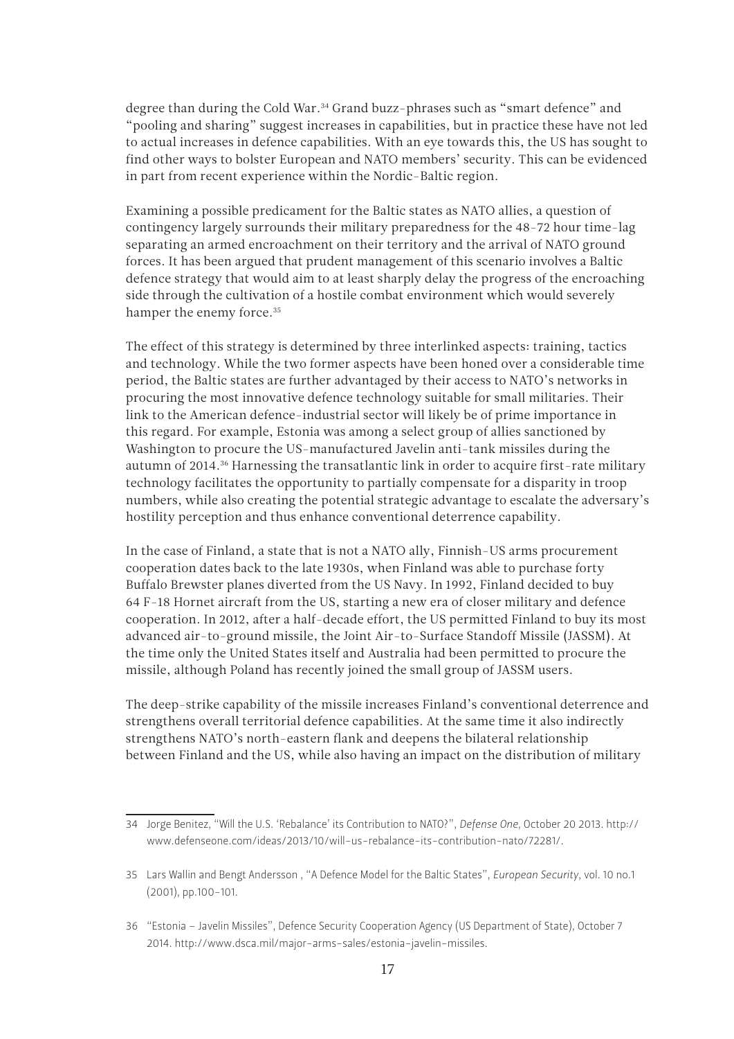degree than during the Cold War.[34] Grand buzz-phrases such as "smart defence" and "pooling and sharing" suggest increases in capabilities, but in practice these have not led to actual increases in defence capabilities. With an eye towards this, the US has sought to find other ways to bolster European and NATO members' security. This can be evidenced in part from recent experience within the Nordic-Baltic region.

Examining a possible predicament for the Baltic states as NATO allies, a question of contingency largely surrounds their military preparedness for the 48-72 hour time-lag separating an armed encroachment on their territory and the arrival of NATO ground forces. It has been argued that prudent management of this scenario involves a Baltic defence strategy that would aim to at least sharply delay the progress of the encroaching side through the cultivation of a hostile combat environment which would severely hamper the enemy force.[35]

The effect of this strategy is determined by three interlinked aspects: training, tactics and technology. While the two former aspects have been honed over a considerable time period, the Baltic states are further advantaged by their access to NATO's networks in procuring the most innovative defence technology suitable for small militaries. Their link to the American defence-industrial sector will likely be of prime importance in this regard. For example, Estonia was among a select group of allies sanctioned by Washington to procure the US-manufactured Javelin anti-tank missiles during the autumn of 2014.[36] Harnessing the transatlantic link in order to acquire first-rate military technology facilitates the opportunity to partially compensate for a disparity in troop numbers, while also creating the potential strategic advantage to escalate the adversary's hostility perception and thus enhance conventional deterrence capability.

In the case of Finland, a state that is not a NATO ally, Finnish-US arms procurement cooperation dates back to the late 1930s, when Finland was able to purchase forty Buffalo Brewster planes diverted from the US Navy. In 1992, Finland decided to buy 64 F-18 Hornet aircraft from the US, starting a new era of closer military and defence cooperation. In 2012, after a half-decade effort, the US permitted Finland to buy its most advanced air-to-ground missile, the Joint Air-to-Surface Standoff Missile (JASSM). At the time only the United States itself and Australia had been permitted to procure the missile, although Poland has recently joined the small group of JASSM users.

The deep-strike capability of the missile increases Finland's conventional deterrence and strengthens overall territorial defence capabilities. At the same time it also indirectly strengthens NATO's north-eastern flank and deepens the bilateral relationship between Finland and the US, while also having an impact on the distribution of military

---

34 Jorge Benitez, "Will the U.S. 'Rebalance' its Contribution to NATO?", *Defense One*, October 20 2013. http://www.defenseone.com/ideas/2013/10/will-us-rebalance-its-contribution-nato/72281/.

35 Lars Wallin and Bengt Andersson , "A Defence Model for the Baltic States", *European Security*, vol. 10 no.1 (2001), pp.100-101.

36 "Estonia – Javelin Missiles", Defence Security Cooperation Agency (US Department of State), October 7 2014. http://www.dsca.mil/major-arms-sales/estonia-javelin-missiles.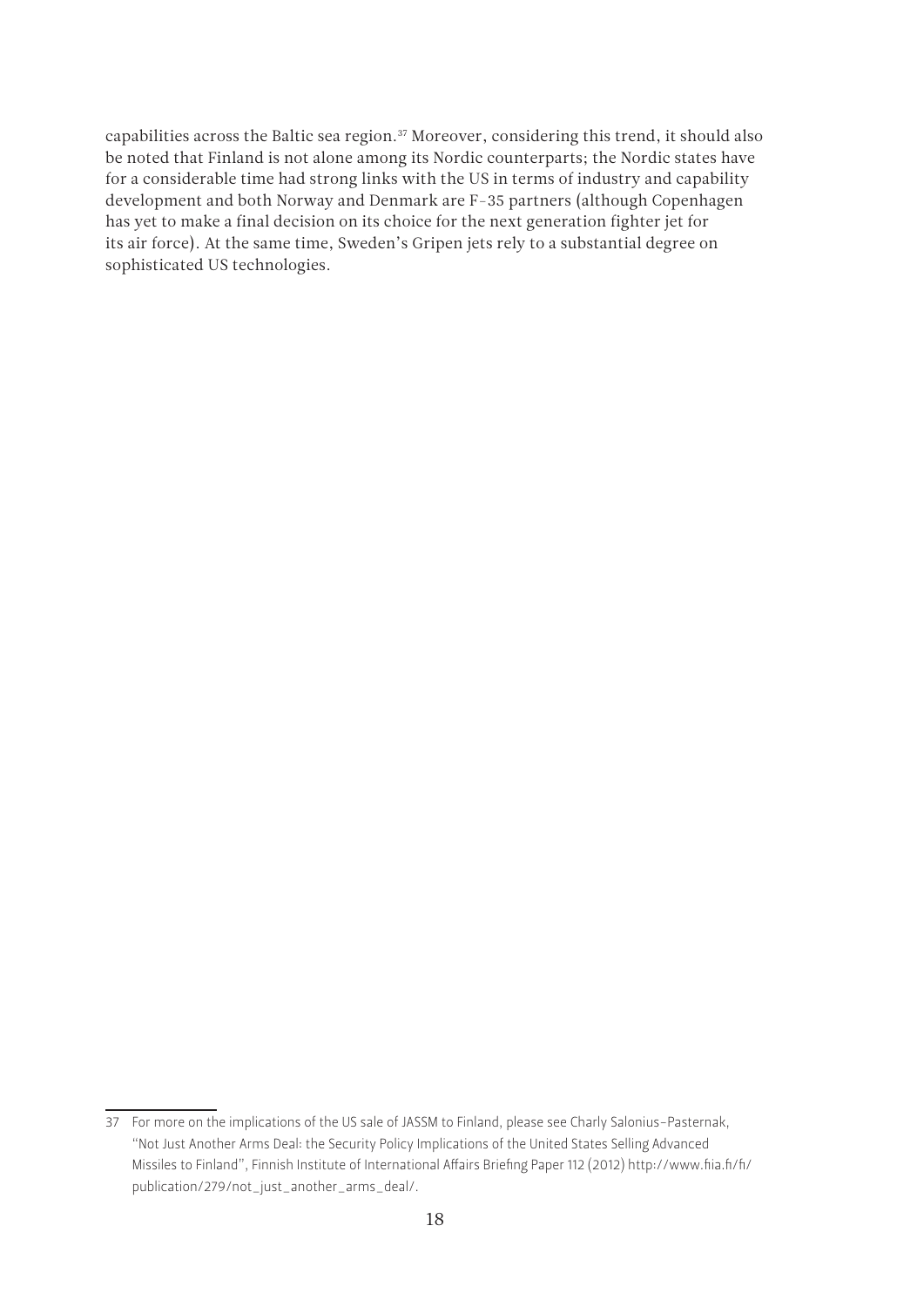capabilities across the Baltic sea region.[37] Moreover, considering this trend, it should also be noted that Finland is not alone among its Nordic counterparts; the Nordic states have for a considerable time had strong links with the US in terms of industry and capability development and both Norway and Denmark are F-35 partners (although Copenhagen has yet to make a final decision on its choice for the next generation fighter jet for its air force). At the same time, Sweden's Gripen jets rely to a substantial degree on sophisticated US technologies.

---

37 For more on the implications of the US sale of JASSM to Finland, please see Charly Salonius-Pasternak, "Not Just Another Arms Deal: the Security Policy Implications of the United States Selling Advanced Missiles to Finland", Finnish Institute of International Affairs Briefing Paper 112 (2012) http://www.fiia.fi/fi/publication/279/not_just_another_arms_deal/.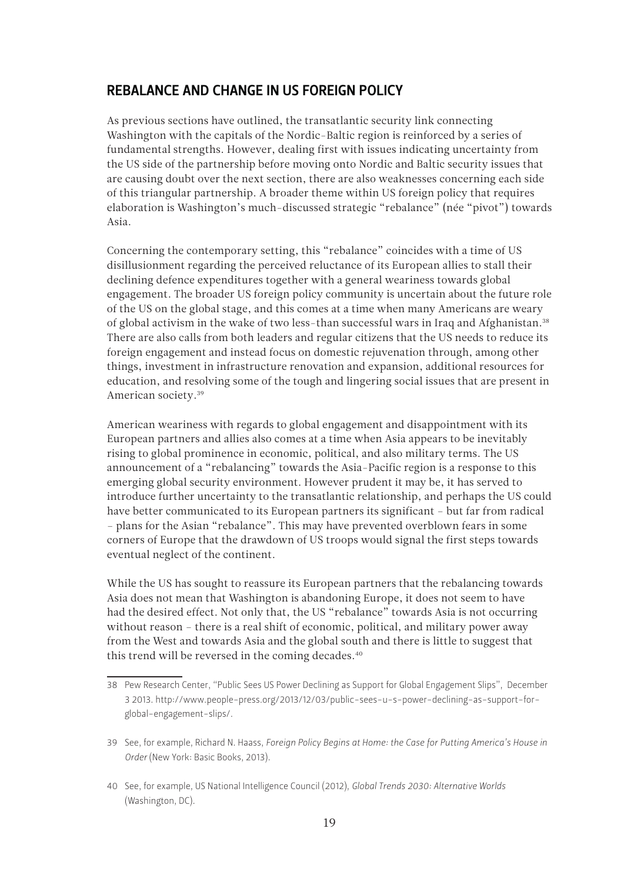## REBALANCE AND CHANGE IN US FOREIGN POLICY

As previous sections have outlined, the transatlantic security link connecting Washington with the capitals of the Nordic-Baltic region is reinforced by a series of fundamental strengths. However, dealing first with issues indicating uncertainty from the US side of the partnership before moving onto Nordic and Baltic security issues that are causing doubt over the next section, there are also weaknesses concerning each side of this triangular partnership. A broader theme within US foreign policy that requires elaboration is Washington's much-discussed strategic "rebalance" (née "pivot") towards Asia.

Concerning the contemporary setting, this "rebalance" coincides with a time of US disillusionment regarding the perceived reluctance of its European allies to stall their declining defence expenditures together with a general weariness towards global engagement. The broader US foreign policy community is uncertain about the future role of the US on the global stage, and this comes at a time when many Americans are weary of global activism in the wake of two less-than successful wars in Iraq and Afghanistan.[38] There are also calls from both leaders and regular citizens that the US needs to reduce its foreign engagement and instead focus on domestic rejuvenation through, among other things, investment in infrastructure renovation and expansion, additional resources for education, and resolving some of the tough and lingering social issues that are present in American society.[39]

American weariness with regards to global engagement and disappointment with its European partners and allies also comes at a time when Asia appears to be inevitably rising to global prominence in economic, political, and also military terms. The US announcement of a "rebalancing" towards the Asia-Pacific region is a response to this emerging global security environment. However prudent it may be, it has served to introduce further uncertainty to the transatlantic relationship, and perhaps the US could have better communicated to its European partners its significant – but far from radical – plans for the Asian "rebalance". This may have prevented overblown fears in some corners of Europe that the drawdown of US troops would signal the first steps towards eventual neglect of the continent.

While the US has sought to reassure its European partners that the rebalancing towards Asia does not mean that Washington is abandoning Europe, it does not seem to have had the desired effect. Not only that, the US "rebalance" towards Asia is not occurring without reason – there is a real shift of economic, political, and military power away from the West and towards Asia and the global south and there is little to suggest that this trend will be reversed in the coming decades.[40]

---

38 Pew Research Center, "Public Sees US Power Declining as Support for Global Engagement Slips", December 3 2013. http://www.people-press.org/2013/12/03/public-sees-u-s-power-declining-as-support-for-global-engagement-slips/.

39 See, for example, Richard N. Haass, *Foreign Policy Begins at Home: the Case for Putting America's House in Order* (New York: Basic Books, 2013).

40 See, for example, US National Intelligence Council (2012), *Global Trends 2030: Alternative Worlds* (Washington, DC).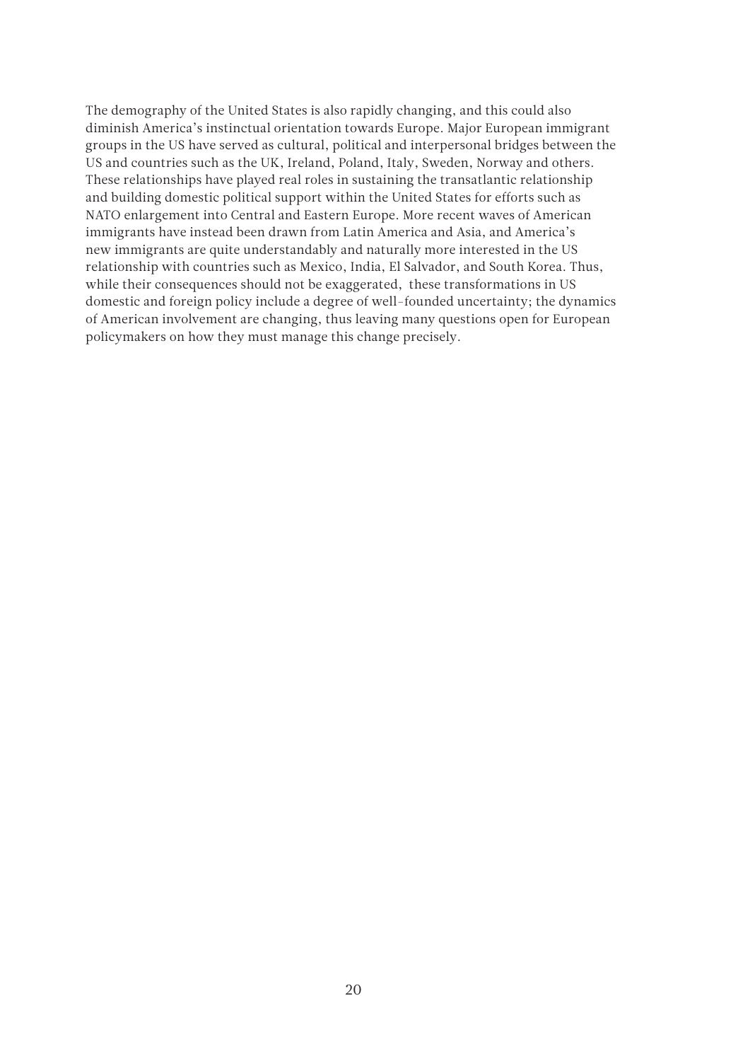The demography of the United States is also rapidly changing, and this could also diminish America's instinctual orientation towards Europe. Major European immigrant groups in the US have served as cultural, political and interpersonal bridges between the US and countries such as the UK, Ireland, Poland, Italy, Sweden, Norway and others. These relationships have played real roles in sustaining the transatlantic relationship and building domestic political support within the United States for efforts such as NATO enlargement into Central and Eastern Europe. More recent waves of American immigrants have instead been drawn from Latin America and Asia, and America's new immigrants are quite understandably and naturally more interested in the US relationship with countries such as Mexico, India, El Salvador, and South Korea. Thus, while their consequences should not be exaggerated, these transformations in US domestic and foreign policy include a degree of well-founded uncertainty; the dynamics of American involvement are changing, thus leaving many questions open for European policymakers on how they must manage this change precisely.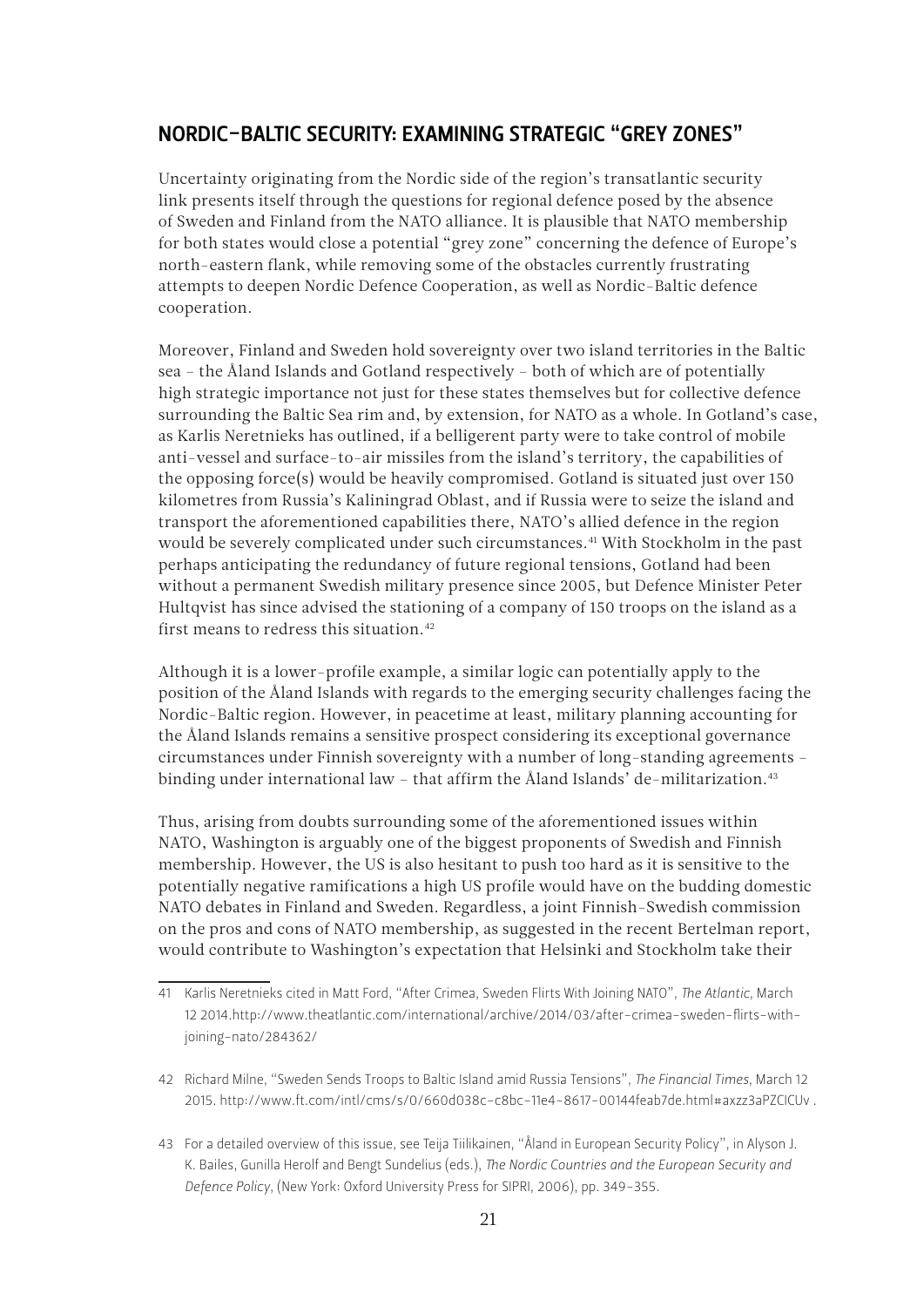## NORDIC-BALTIC SECURITY: EXAMINING STRATEGIC "GREY ZONES"

Uncertainty originating from the Nordic side of the region's transatlantic security link presents itself through the questions for regional defence posed by the absence of Sweden and Finland from the NATO alliance. It is plausible that NATO membership for both states would close a potential "grey zone" concerning the defence of Europe's north-eastern flank, while removing some of the obstacles currently frustrating attempts to deepen Nordic Defence Cooperation, as well as Nordic-Baltic defence cooperation.

Moreover, Finland and Sweden hold sovereignty over two island territories in the Baltic sea – the Åland Islands and Gotland respectively – both of which are of potentially high strategic importance not just for these states themselves but for collective defence surrounding the Baltic Sea rim and, by extension, for NATO as a whole. In Gotland's case, as Karlis Neretnieks has outlined, if a belligerent party were to take control of mobile anti-vessel and surface-to-air missiles from the island's territory, the capabilities of the opposing force(s) would be heavily compromised. Gotland is situated just over 150 kilometres from Russia's Kaliningrad Oblast, and if Russia were to seize the island and transport the aforementioned capabilities there, NATO's allied defence in the region would be severely complicated under such circumstances.[41] With Stockholm in the past perhaps anticipating the redundancy of future regional tensions, Gotland had been without a permanent Swedish military presence since 2005, but Defence Minister Peter Hultqvist has since advised the stationing of a company of 150 troops on the island as a first means to redress this situation.[42]

Although it is a lower-profile example, a similar logic can potentially apply to the position of the Åland Islands with regards to the emerging security challenges facing the Nordic-Baltic region. However, in peacetime at least, military planning accounting for the Åland Islands remains a sensitive prospect considering its exceptional governance circumstances under Finnish sovereignty with a number of long-standing agreements – binding under international law – that affirm the Åland Islands' de-militarization.[43]

Thus, arising from doubts surrounding some of the aforementioned issues within NATO, Washington is arguably one of the biggest proponents of Swedish and Finnish membership. However, the US is also hesitant to push too hard as it is sensitive to the potentially negative ramifications a high US profile would have on the budding domestic NATO debates in Finland and Sweden. Regardless, a joint Finnish-Swedish commission on the pros and cons of NATO membership, as suggested in the recent Bertelman report, would contribute to Washington's expectation that Helsinki and Stockholm take their

---

41 Karlis Neretnieks cited in Matt Ford, "After Crimea, Sweden Flirts With Joining NATO", *The Atlantic*, March 12 2014.http://www.theatlantic.com/international/archive/2014/03/after-crimea-sweden-flirts-with-joining-nato/284362/

42 Richard Milne, "Sweden Sends Troops to Baltic Island amid Russia Tensions", *The Financial Times*, March 12 2015. http://www.ft.com/intl/cms/s/0/660d038c-c8bc-11e4-8617-00144feab7de.html#axzz3aPZCICUv .

43 For a detailed overview of this issue, see Teija Tiilikainen, "Åland in European Security Policy", in Alyson J. K. Bailes, Gunilla Herolf and Bengt Sundelius (eds.), *The Nordic Countries and the European Security and Defence Policy*, (New York: Oxford University Press for SIPRI, 2006), pp. 349–355.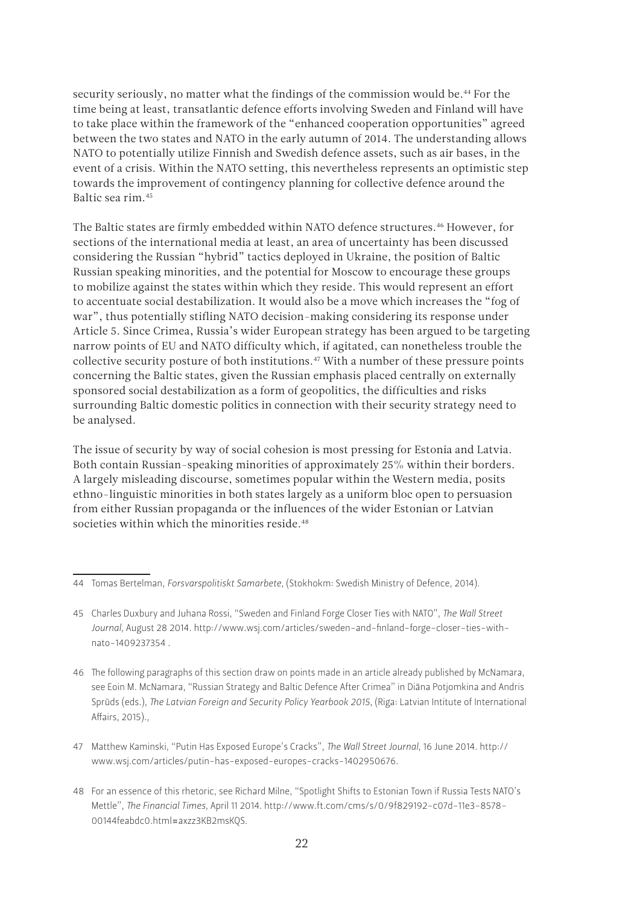security seriously, no matter what the findings of the commission would be.[44] For the time being at least, transatlantic defence efforts involving Sweden and Finland will have to take place within the framework of the "enhanced cooperation opportunities" agreed between the two states and NATO in the early autumn of 2014. The understanding allows NATO to potentially utilize Finnish and Swedish defence assets, such as air bases, in the event of a crisis. Within the NATO setting, this nevertheless represents an optimistic step towards the improvement of contingency planning for collective defence around the Baltic sea rim.[45]

The Baltic states are firmly embedded within NATO defence structures.[46] However, for sections of the international media at least, an area of uncertainty has been discussed considering the Russian "hybrid" tactics deployed in Ukraine, the position of Baltic Russian speaking minorities, and the potential for Moscow to encourage these groups to mobilize against the states within which they reside. This would represent an effort to accentuate social destabilization. It would also be a move which increases the "fog of war", thus potentially stifling NATO decision-making considering its response under Article 5. Since Crimea, Russia's wider European strategy has been argued to be targeting narrow points of EU and NATO difficulty which, if agitated, can nonetheless trouble the collective security posture of both institutions.[47] With a number of these pressure points concerning the Baltic states, given the Russian emphasis placed centrally on externally sponsored social destabilization as a form of geopolitics, the difficulties and risks surrounding Baltic domestic politics in connection with their security strategy need to be analysed.

The issue of security by way of social cohesion is most pressing for Estonia and Latvia. Both contain Russian-speaking minorities of approximately 25% within their borders. A largely misleading discourse, sometimes popular within the Western media, posits ethno-linguistic minorities in both states largely as a uniform bloc open to persuasion from either Russian propaganda or the influences of the wider Estonian or Latvian societies within which the minorities reside.[48]

---

44 Tomas Bertelman, *Forsvarspolitiskt Samarbete*, (Stokhokm: Swedish Ministry of Defence, 2014).

45 Charles Duxbury and Juhana Rossi, "Sweden and Finland Forge Closer Ties with NATO", *The Wall Street Journal*, August 28 2014. http://www.wsj.com/articles/sweden-and-finland-forge-closer-ties-with-nato-1409237354 .

46 The following paragraphs of this section draw on points made in an article already published by McNamara, see Eoin M. McNamara, "Russian Strategy and Baltic Defence After Crimea" in Diāna Potjomkina and Andris Sprūds (eds.), *The Latvian Foreign and Security Policy Yearbook 2015*, (Riga: Latvian Intitute of International Affairs, 2015).,

47 Matthew Kaminski, "Putin Has Exposed Europe's Cracks", *The Wall Street Journal*, 16 June 2014. http://www.wsj.com/articles/putin-has-exposed-europes-cracks-1402950676.

48 For an essence of this rhetoric, see Richard Milne, "Spotlight Shifts to Estonian Town if Russia Tests NATO's Mettle", *The Financial Times*, April 11 2014. http://www.ft.com/cms/s/0/9f829192-c07d-11e3-8578-00144feabdc0.html#axzz3KB2msKQS.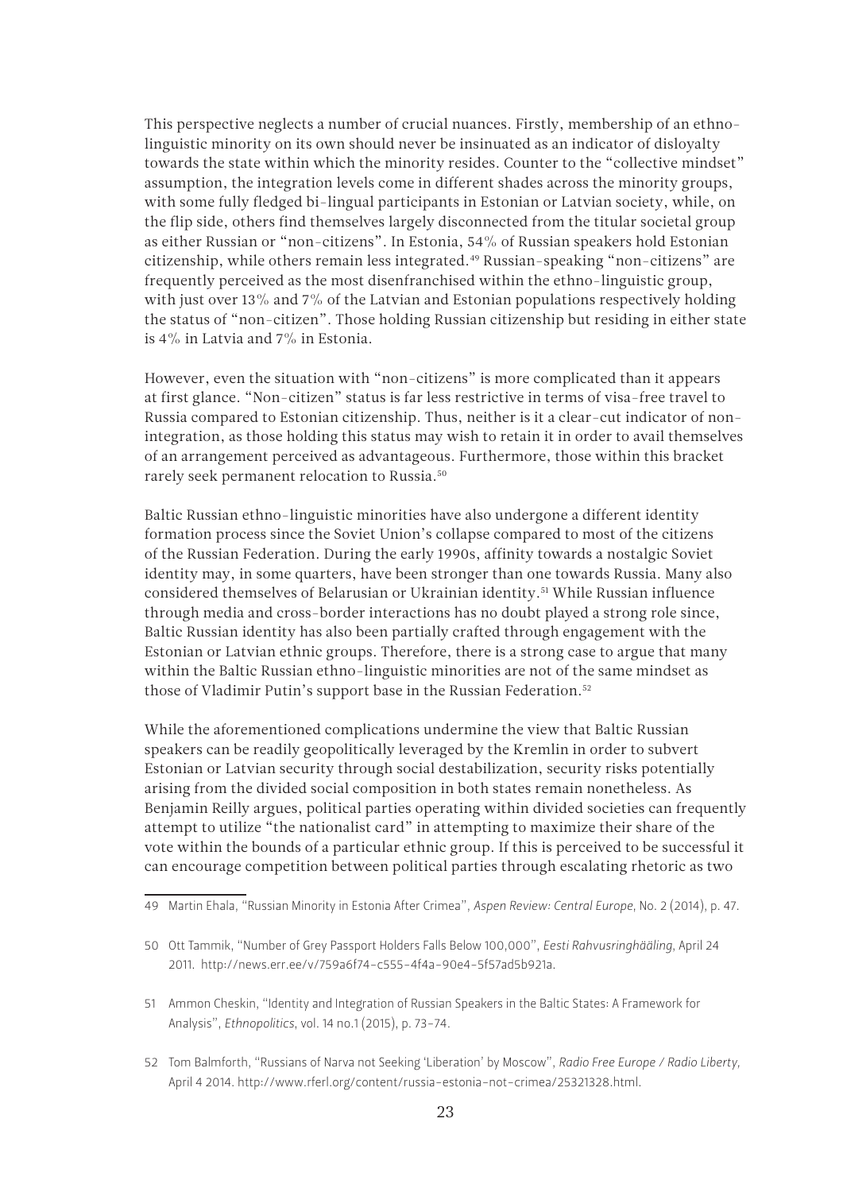This perspective neglects a number of crucial nuances. Firstly, membership of an ethno-linguistic minority on its own should never be insinuated as an indicator of disloyalty towards the state within which the minority resides. Counter to the "collective mindset" assumption, the integration levels come in different shades across the minority groups, with some fully fledged bi-lingual participants in Estonian or Latvian society, while, on the flip side, others find themselves largely disconnected from the titular societal group as either Russian or "non-citizens". In Estonia, 54% of Russian speakers hold Estonian citizenship, while others remain less integrated.[49] Russian-speaking "non-citizens" are frequently perceived as the most disenfranchised within the ethno-linguistic group, with just over 13% and 7% of the Latvian and Estonian populations respectively holding the status of "non-citizen". Those holding Russian citizenship but residing in either state is 4% in Latvia and 7% in Estonia.

However, even the situation with "non-citizens" is more complicated than it appears at first glance. "Non-citizen" status is far less restrictive in terms of visa-free travel to Russia compared to Estonian citizenship. Thus, neither is it a clear-cut indicator of non-integration, as those holding this status may wish to retain it in order to avail themselves of an arrangement perceived as advantageous. Furthermore, those within this bracket rarely seek permanent relocation to Russia.[50]

Baltic Russian ethno-linguistic minorities have also undergone a different identity formation process since the Soviet Union's collapse compared to most of the citizens of the Russian Federation. During the early 1990s, affinity towards a nostalgic Soviet identity may, in some quarters, have been stronger than one towards Russia. Many also considered themselves of Belarusian or Ukrainian identity.[51] While Russian influence through media and cross-border interactions has no doubt played a strong role since, Baltic Russian identity has also been partially crafted through engagement with the Estonian or Latvian ethnic groups. Therefore, there is a strong case to argue that many within the Baltic Russian ethno-linguistic minorities are not of the same mindset as those of Vladimir Putin's support base in the Russian Federation.[52]

While the aforementioned complications undermine the view that Baltic Russian speakers can be readily geopolitically leveraged by the Kremlin in order to subvert Estonian or Latvian security through social destabilization, security risks potentially arising from the divided social composition in both states remain nonetheless. As Benjamin Reilly argues, political parties operating within divided societies can frequently attempt to utilize "the nationalist card" in attempting to maximize their share of the vote within the bounds of a particular ethnic group. If this is perceived to be successful it can encourage competition between political parties through escalating rhetoric as two

49 Martin Ehala, "Russian Minority in Estonia After Crimea", *Aspen Review: Central Europe*, No. 2 (2014), p. 47.

50 Ott Tammik, "Number of Grey Passport Holders Falls Below 100,000", *Eesti Rahvusringhääling*, April 24 2011. http://news.err.ee/v/759a6f74-c555-4f4a-90e4-5f57ad5b921a.

51 Ammon Cheskin, "Identity and Integration of Russian Speakers in the Baltic States: A Framework for Analysis", *Ethnopolitics*, vol. 14 no.1 (2015), p. 73–74.

52 Tom Balmforth, "Russians of Narva not Seeking 'Liberation' by Moscow", *Radio Free Europe / Radio Liberty*, April 4 2014. http://www.rferl.org/content/russia-estonia-not-crimea/25321328.html.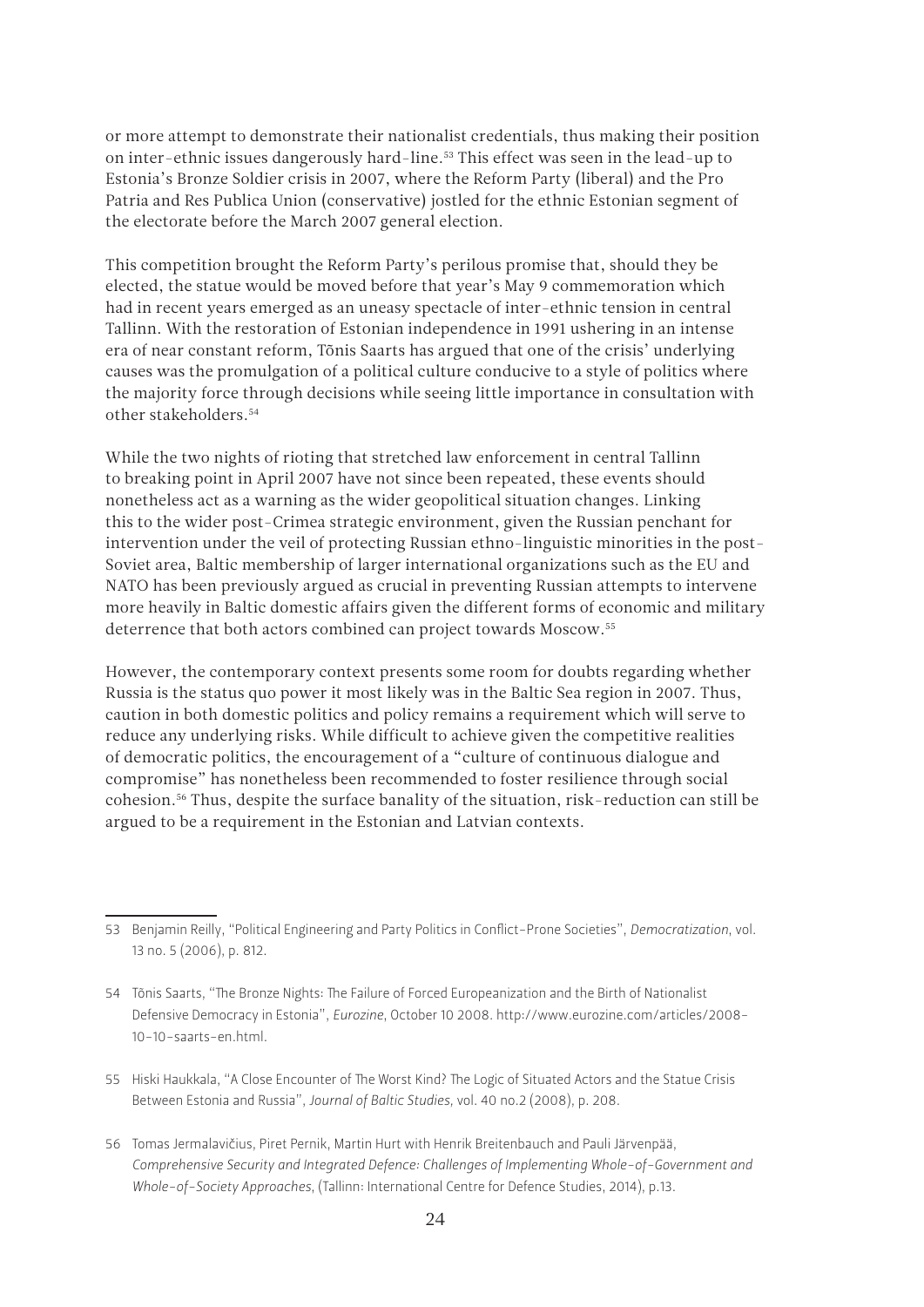or more attempt to demonstrate their nationalist credentials, thus making their position on inter-ethnic issues dangerously hard-line.[53] This effect was seen in the lead-up to Estonia's Bronze Soldier crisis in 2007, where the Reform Party (liberal) and the Pro Patria and Res Publica Union (conservative) jostled for the ethnic Estonian segment of the electorate before the March 2007 general election.

This competition brought the Reform Party's perilous promise that, should they be elected, the statue would be moved before that year's May 9 commemoration which had in recent years emerged as an uneasy spectacle of inter-ethnic tension in central Tallinn. With the restoration of Estonian independence in 1991 ushering in an intense era of near constant reform, Tõnis Saarts has argued that one of the crisis' underlying causes was the promulgation of a political culture conducive to a style of politics where the majority force through decisions while seeing little importance in consultation with other stakeholders.[54]

While the two nights of rioting that stretched law enforcement in central Tallinn to breaking point in April 2007 have not since been repeated, these events should nonetheless act as a warning as the wider geopolitical situation changes. Linking this to the wider post-Crimea strategic environment, given the Russian penchant for intervention under the veil of protecting Russian ethno-linguistic minorities in the post-Soviet area, Baltic membership of larger international organizations such as the EU and NATO has been previously argued as crucial in preventing Russian attempts to intervene more heavily in Baltic domestic affairs given the different forms of economic and military deterrence that both actors combined can project towards Moscow.[55]

However, the contemporary context presents some room for doubts regarding whether Russia is the status quo power it most likely was in the Baltic Sea region in 2007. Thus, caution in both domestic politics and policy remains a requirement which will serve to reduce any underlying risks. While difficult to achieve given the competitive realities of democratic politics, the encouragement of a "culture of continuous dialogue and compromise" has nonetheless been recommended to foster resilience through social cohesion.[56] Thus, despite the surface banality of the situation, risk-reduction can still be argued to be a requirement in the Estonian and Latvian contexts.

---

53 Benjamin Reilly, "Political Engineering and Party Politics in Conflict-Prone Societies", *Democratization*, vol. 13 no. 5 (2006), p. 812.

54 Tõnis Saarts, "The Bronze Nights: The Failure of Forced Europeanization and the Birth of Nationalist Defensive Democracy in Estonia", *Eurozine*, October 10 2008. http://www.eurozine.com/articles/2008-10-10-saarts-en.html.

55 Hiski Haukkala, "A Close Encounter of The Worst Kind? The Logic of Situated Actors and the Statue Crisis Between Estonia and Russia", *Journal of Baltic Studies*, vol. 40 no.2 (2008), p. 208.

56 Tomas Jermalavičius, Piret Pernik, Martin Hurt with Henrik Breitenbauch and Pauli Järvenpää, *Comprehensive Security and Integrated Defence: Challenges of Implementing Whole-of-Government and Whole-of-Society Approaches*, (Tallinn: International Centre for Defence Studies, 2014), p.13.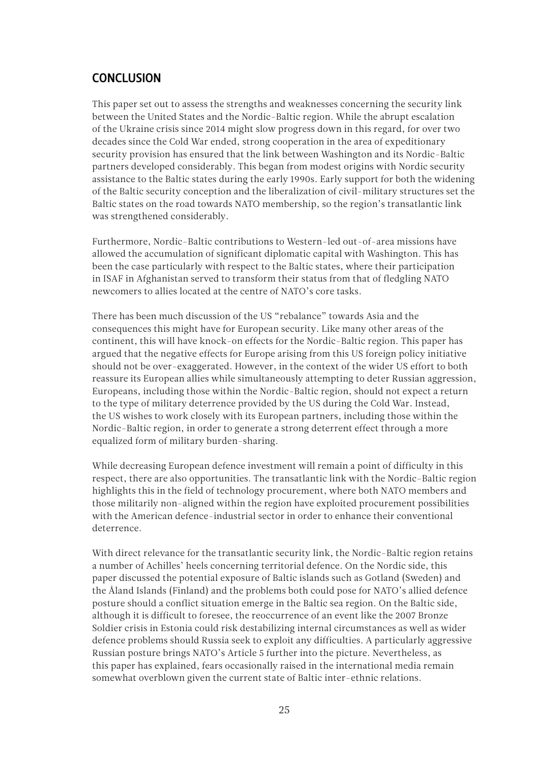## CONCLUSION

This paper set out to assess the strengths and weaknesses concerning the security link between the United States and the Nordic-Baltic region. While the abrupt escalation of the Ukraine crisis since 2014 might slow progress down in this regard, for over two decades since the Cold War ended, strong cooperation in the area of expeditionary security provision has ensured that the link between Washington and its Nordic-Baltic partners developed considerably. This began from modest origins with Nordic security assistance to the Baltic states during the early 1990s. Early support for both the widening of the Baltic security conception and the liberalization of civil-military structures set the Baltic states on the road towards NATO membership, so the region's transatlantic link was strengthened considerably.

Furthermore, Nordic-Baltic contributions to Western-led out-of-area missions have allowed the accumulation of significant diplomatic capital with Washington. This has been the case particularly with respect to the Baltic states, where their participation in ISAF in Afghanistan served to transform their status from that of fledgling NATO newcomers to allies located at the centre of NATO's core tasks.

There has been much discussion of the US "rebalance" towards Asia and the consequences this might have for European security. Like many other areas of the continent, this will have knock-on effects for the Nordic-Baltic region. This paper has argued that the negative effects for Europe arising from this US foreign policy initiative should not be over-exaggerated. However, in the context of the wider US effort to both reassure its European allies while simultaneously attempting to deter Russian aggression, Europeans, including those within the Nordic-Baltic region, should not expect a return to the type of military deterrence provided by the US during the Cold War. Instead, the US wishes to work closely with its European partners, including those within the Nordic-Baltic region, in order to generate a strong deterrent effect through a more equalized form of military burden-sharing.

While decreasing European defence investment will remain a point of difficulty in this respect, there are also opportunities. The transatlantic link with the Nordic-Baltic region highlights this in the field of technology procurement, where both NATO members and those militarily non-aligned within the region have exploited procurement possibilities with the American defence-industrial sector in order to enhance their conventional deterrence.

With direct relevance for the transatlantic security link, the Nordic-Baltic region retains a number of Achilles' heels concerning territorial defence. On the Nordic side, this paper discussed the potential exposure of Baltic islands such as Gotland (Sweden) and the Åland Islands (Finland) and the problems both could pose for NATO's allied defence posture should a conflict situation emerge in the Baltic sea region. On the Baltic side, although it is difficult to foresee, the reoccurrence of an event like the 2007 Bronze Soldier crisis in Estonia could risk destabilizing internal circumstances as well as wider defence problems should Russia seek to exploit any difficulties. A particularly aggressive Russian posture brings NATO's Article 5 further into the picture. Nevertheless, as this paper has explained, fears occasionally raised in the international media remain somewhat overblown given the current state of Baltic inter-ethnic relations.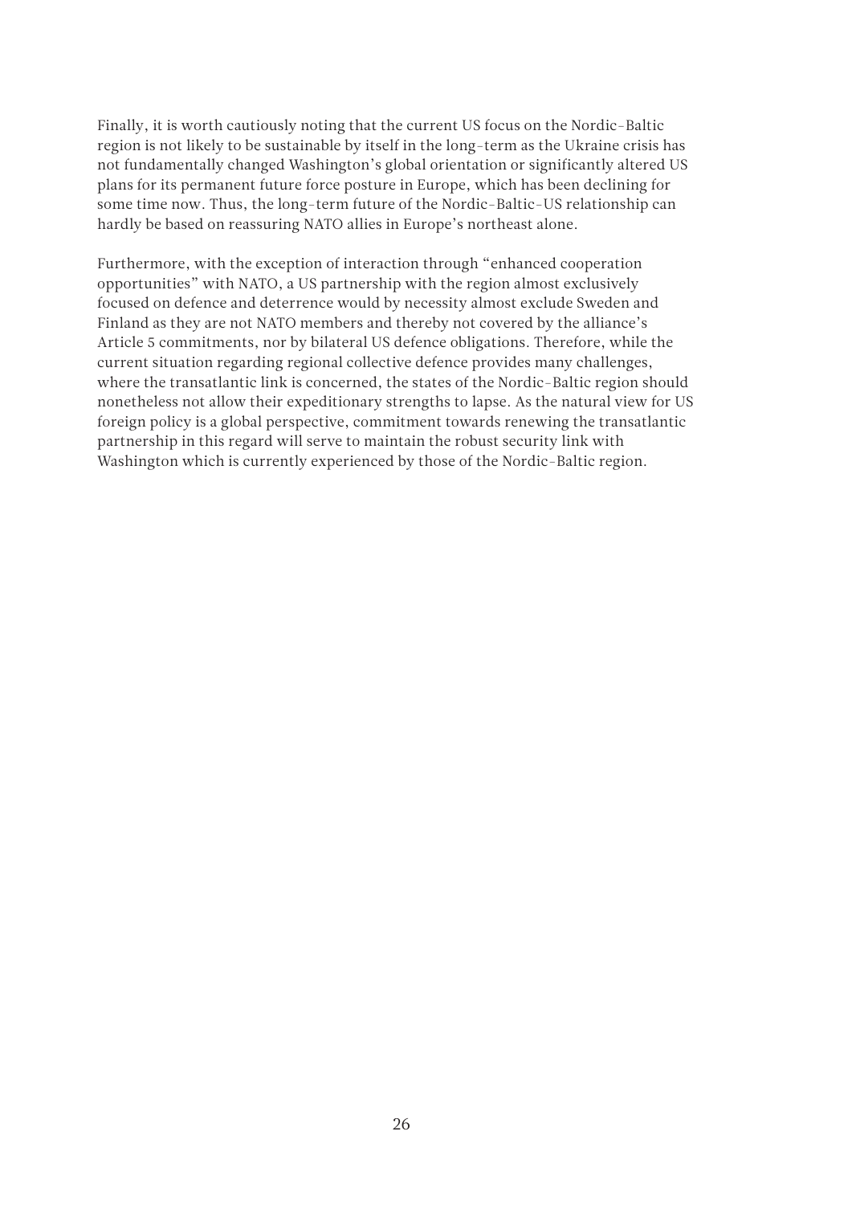Finally, it is worth cautiously noting that the current US focus on the Nordic-Baltic region is not likely to be sustainable by itself in the long-term as the Ukraine crisis has not fundamentally changed Washington's global orientation or significantly altered US plans for its permanent future force posture in Europe, which has been declining for some time now. Thus, the long-term future of the Nordic-Baltic-US relationship can hardly be based on reassuring NATO allies in Europe's northeast alone.

Furthermore, with the exception of interaction through "enhanced cooperation opportunities" with NATO, a US partnership with the region almost exclusively focused on defence and deterrence would by necessity almost exclude Sweden and Finland as they are not NATO members and thereby not covered by the alliance's Article 5 commitments, nor by bilateral US defence obligations. Therefore, while the current situation regarding regional collective defence provides many challenges, where the transatlantic link is concerned, the states of the Nordic-Baltic region should nonetheless not allow their expeditionary strengths to lapse. As the natural view for US foreign policy is a global perspective, commitment towards renewing the transatlantic partnership in this regard will serve to maintain the robust security link with Washington which is currently experienced by those of the Nordic-Baltic region.